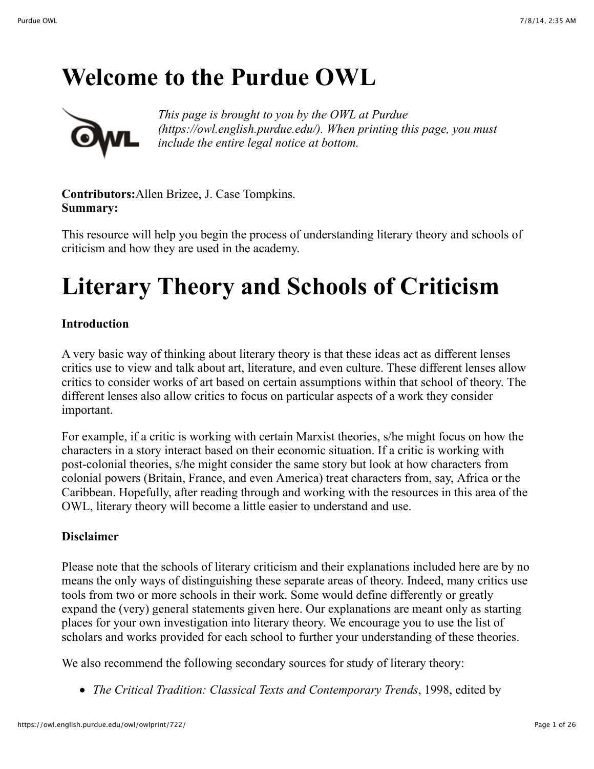# Welcome to the Purdue OWL

*This page is brought to you by the OWL at Purdue (https://owl.english.purdue.edu/). When printing this page, you must include the entire legal notice at bottom.*

**Contributors:**Allen Brizee, J. Case Tompkins.
**Summary:**

This resource will help you begin the process of understanding literary theory and schools of criticism and how they are used in the academy.

# Literary Theory and Schools of Criticism

### Introduction

A very basic way of thinking about literary theory is that these ideas act as different lenses critics use to view and talk about art, literature, and even culture. These different lenses allow critics to consider works of art based on certain assumptions within that school of theory. The different lenses also allow critics to focus on particular aspects of a work they consider important.

For example, if a critic is working with certain Marxist theories, s/he might focus on how the characters in a story interact based on their economic situation. If a critic is working with post-colonial theories, s/he might consider the same story but look at how characters from colonial powers (Britain, France, and even America) treat characters from, say, Africa or the Caribbean. Hopefully, after reading through and working with the resources in this area of the OWL, literary theory will become a little easier to understand and use.

### Disclaimer

Please note that the schools of literary criticism and their explanations included here are by no means the only ways of distinguishing these separate areas of theory. Indeed, many critics use tools from two or more schools in their work. Some would define differently or greatly expand the (very) general statements given here. Our explanations are meant only as starting places for your own investigation into literary theory. We encourage you to use the list of scholars and works provided for each school to further your understanding of these theories.

We also recommend the following secondary sources for study of literary theory:

- *The Critical Tradition: Classical Texts and Contemporary Trends*, 1998, edited by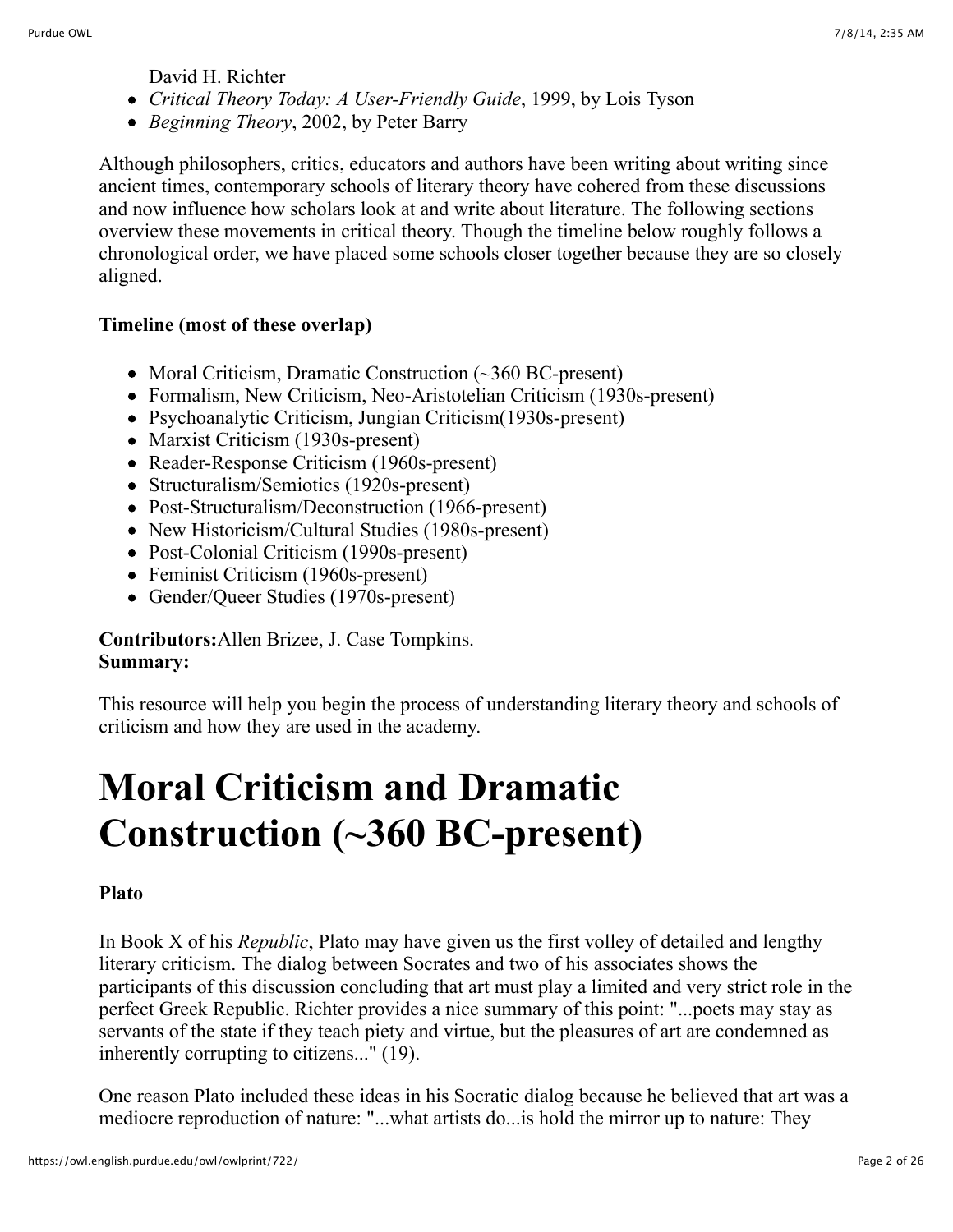David H. Richter
- *Critical Theory Today: A User-Friendly Guide*, 1999, by Lois Tyson
- *Beginning Theory*, 2002, by Peter Barry

Although philosophers, critics, educators and authors have been writing about writing since ancient times, contemporary schools of literary theory have cohered from these discussions and now influence how scholars look at and write about literature. The following sections overview these movements in critical theory. Though the timeline below roughly follows a chronological order, we have placed some schools closer together because they are so closely aligned.

**Timeline (most of these overlap)**

- Moral Criticism, Dramatic Construction (~360 BC-present)
- Formalism, New Criticism, Neo-Aristotelian Criticism (1930s-present)
- Psychoanalytic Criticism, Jungian Criticism(1930s-present)
- Marxist Criticism (1930s-present)
- Reader-Response Criticism (1960s-present)
- Structuralism/Semiotics (1920s-present)
- Post-Structuralism/Deconstruction (1966-present)
- New Historicism/Cultural Studies (1980s-present)
- Post-Colonial Criticism (1990s-present)
- Feminist Criticism (1960s-present)
- Gender/Queer Studies (1970s-present)

**Contributors:**Allen Brizee, J. Case Tompkins.
**Summary:**

This resource will help you begin the process of understanding literary theory and schools of criticism and how they are used in the academy.

# Moral Criticism and Dramatic Construction (~360 BC-present)

**Plato**

In Book X of his *Republic*, Plato may have given us the first volley of detailed and lengthy literary criticism. The dialog between Socrates and two of his associates shows the participants of this discussion concluding that art must play a limited and very strict role in the perfect Greek Republic. Richter provides a nice summary of this point: "...poets may stay as servants of the state if they teach piety and virtue, but the pleasures of art are condemned as inherently corrupting to citizens..." (19).

One reason Plato included these ideas in his Socratic dialog because he believed that art was a mediocre reproduction of nature: "...what artists do...is hold the mirror up to nature: They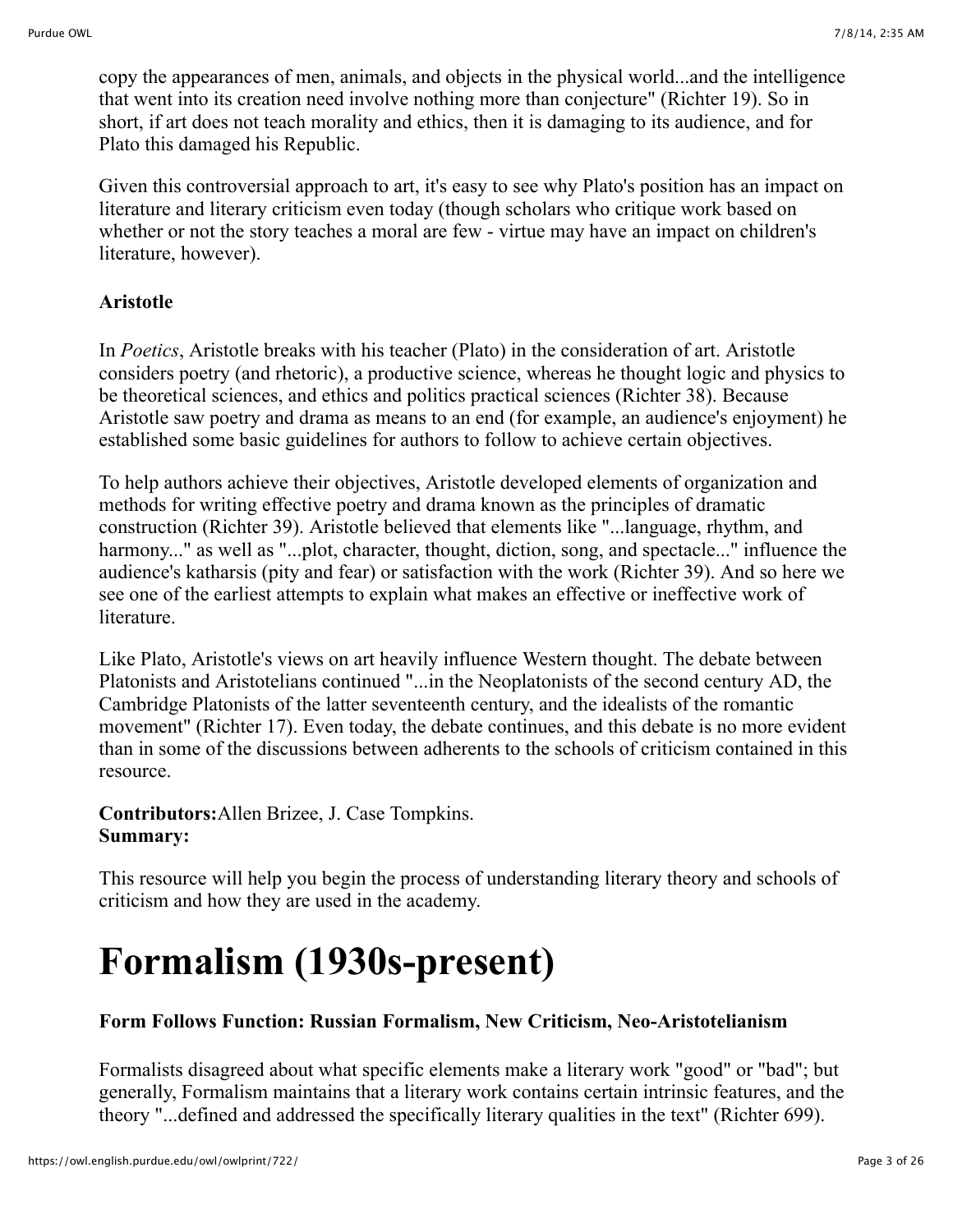copy the appearances of men, animals, and objects in the physical world...and the intelligence that went into its creation need involve nothing more than conjecture" (Richter 19). So in short, if art does not teach morality and ethics, then it is damaging to its audience, and for Plato this damaged his Republic.

Given this controversial approach to art, it's easy to see why Plato's position has an impact on literature and literary criticism even today (though scholars who critique work based on whether or not the story teaches a moral are few - virtue may have an impact on children's literature, however).

### Aristotle

In *Poetics*, Aristotle breaks with his teacher (Plato) in the consideration of art. Aristotle considers poetry (and rhetoric), a productive science, whereas he thought logic and physics to be theoretical sciences, and ethics and politics practical sciences (Richter 38). Because Aristotle saw poetry and drama as means to an end (for example, an audience's enjoyment) he established some basic guidelines for authors to follow to achieve certain objectives.

To help authors achieve their objectives, Aristotle developed elements of organization and methods for writing effective poetry and drama known as the principles of dramatic construction (Richter 39). Aristotle believed that elements like "...language, rhythm, and harmony..." as well as "...plot, character, thought, diction, song, and spectacle..." influence the audience's katharsis (pity and fear) or satisfaction with the work (Richter 39). And so here we see one of the earliest attempts to explain what makes an effective or ineffective work of literature.

Like Plato, Aristotle's views on art heavily influence Western thought. The debate between Platonists and Aristotelians continued "...in the Neoplatonists of the second century AD, the Cambridge Platonists of the latter seventeenth century, and the idealists of the romantic movement" (Richter 17). Even today, the debate continues, and this debate is no more evident than in some of the discussions between adherents to the schools of criticism contained in this resource.

**Contributors:**Allen Brizee, J. Case Tompkins.
**Summary:**

This resource will help you begin the process of understanding literary theory and schools of criticism and how they are used in the academy.

# Formalism (1930s-present)

### Form Follows Function: Russian Formalism, New Criticism, Neo-Aristotelianism

Formalists disagreed about what specific elements make a literary work "good" or "bad"; but generally, Formalism maintains that a literary work contains certain intrinsic features, and the theory "...defined and addressed the specifically literary qualities in the text" (Richter 699).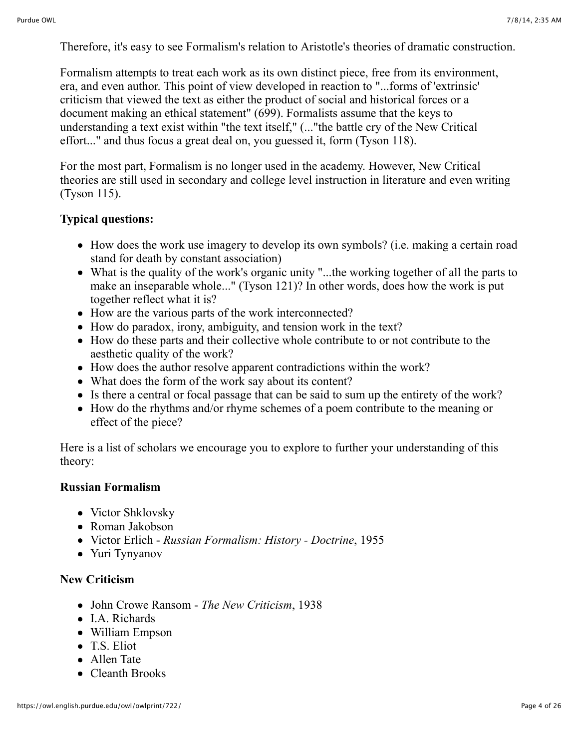Therefore, it's easy to see Formalism's relation to Aristotle's theories of dramatic construction.

Formalism attempts to treat each work as its own distinct piece, free from its environment, era, and even author. This point of view developed in reaction to "...forms of 'extrinsic' criticism that viewed the text as either the product of social and historical forces or a document making an ethical statement" (699). Formalists assume that the keys to understanding a text exist within "the text itself," (..."the battle cry of the New Critical effort..." and thus focus a great deal on, you guessed it, form (Tyson 118).

For the most part, Formalism is no longer used in the academy. However, New Critical theories are still used in secondary and college level instruction in literature and even writing (Tyson 115).

**Typical questions:**

- How does the work use imagery to develop its own symbols? (i.e. making a certain road stand for death by constant association)
- What is the quality of the work's organic unity "...the working together of all the parts to make an inseparable whole..." (Tyson 121)? In other words, does how the work is put together reflect what it is?
- How are the various parts of the work interconnected?
- How do paradox, irony, ambiguity, and tension work in the text?
- How do these parts and their collective whole contribute to or not contribute to the aesthetic quality of the work?
- How does the author resolve apparent contradictions within the work?
- What does the form of the work say about its content?
- Is there a central or focal passage that can be said to sum up the entirety of the work?
- How do the rhythms and/or rhyme schemes of a poem contribute to the meaning or effect of the piece?

Here is a list of scholars we encourage you to explore to further your understanding of this theory:

**Russian Formalism**

- Victor Shklovsky
- Roman Jakobson
- Victor Erlich - *Russian Formalism: History - Doctrine*, 1955
- Yuri Tynyanov

**New Criticism**

- John Crowe Ransom - *The New Criticism*, 1938
- I.A. Richards
- William Empson
- T.S. Eliot
- Allen Tate
- Cleanth Brooks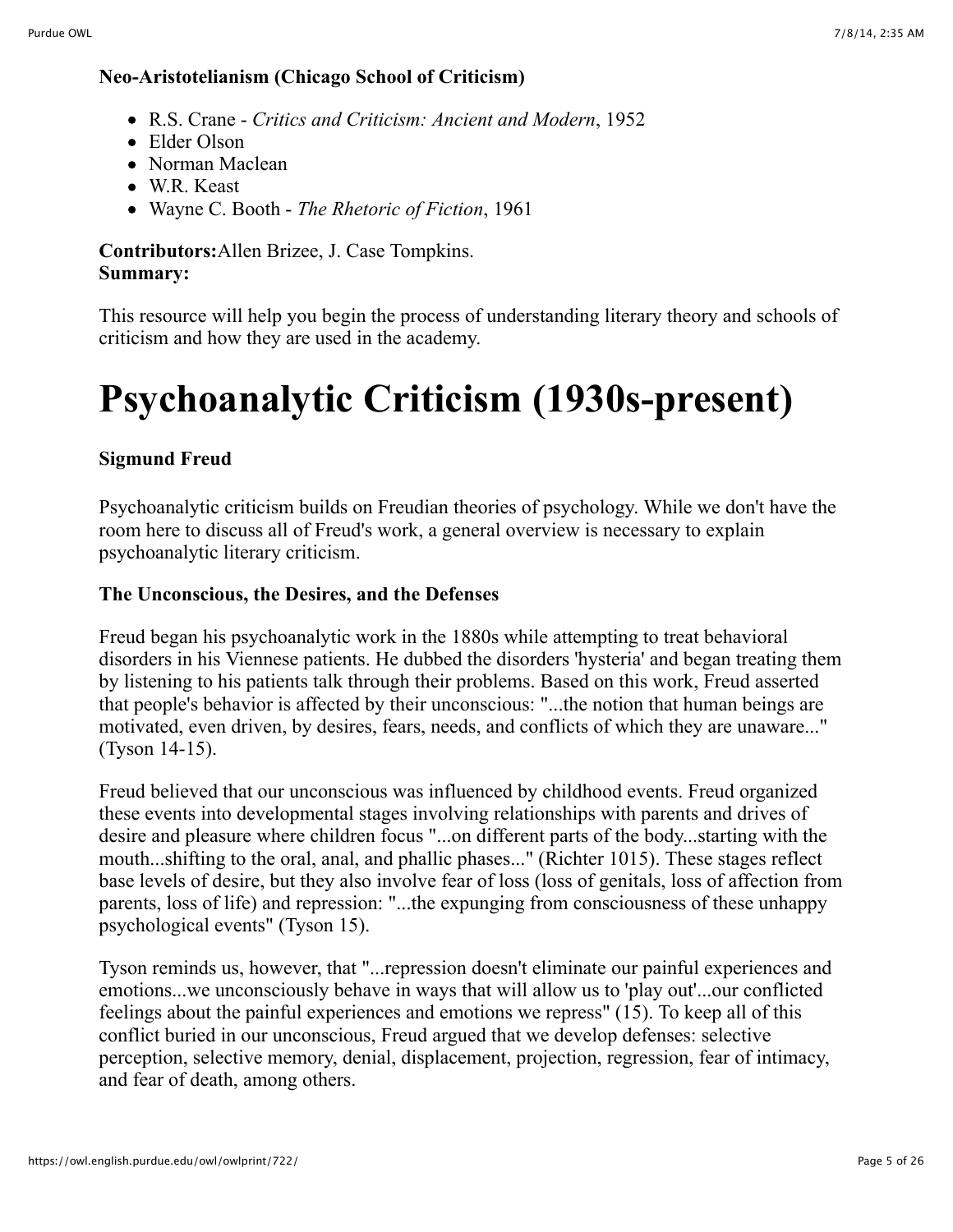**Neo-Aristotelianism (Chicago School of Criticism)**

- R.S. Crane - *Critics and Criticism: Ancient and Modern*, 1952
- Elder Olson
- Norman Maclean
- W.R. Keast
- Wayne C. Booth - *The Rhetoric of Fiction*, 1961

**Contributors:**Allen Brizee, J. Case Tompkins.
**Summary:**

This resource will help you begin the process of understanding literary theory and schools of criticism and how they are used in the academy.

# Psychoanalytic Criticism (1930s-present)

**Sigmund Freud**

Psychoanalytic criticism builds on Freudian theories of psychology. While we don't have the room here to discuss all of Freud's work, a general overview is necessary to explain psychoanalytic literary criticism.

**The Unconscious, the Desires, and the Defenses**

Freud began his psychoanalytic work in the 1880s while attempting to treat behavioral disorders in his Viennese patients. He dubbed the disorders 'hysteria' and began treating them by listening to his patients talk through their problems. Based on this work, Freud asserted that people's behavior is affected by their unconscious: "...the notion that human beings are motivated, even driven, by desires, fears, needs, and conflicts of which they are unaware..." (Tyson 14-15).

Freud believed that our unconscious was influenced by childhood events. Freud organized these events into developmental stages involving relationships with parents and drives of desire and pleasure where children focus "...on different parts of the body...starting with the mouth...shifting to the oral, anal, and phallic phases..." (Richter 1015). These stages reflect base levels of desire, but they also involve fear of loss (loss of genitals, loss of affection from parents, loss of life) and repression: "...the expunging from consciousness of these unhappy psychological events" (Tyson 15).

Tyson reminds us, however, that "...repression doesn't eliminate our painful experiences and emotions...we unconsciously behave in ways that will allow us to 'play out'...our conflicted feelings about the painful experiences and emotions we repress" (15). To keep all of this conflict buried in our unconscious, Freud argued that we develop defenses: selective perception, selective memory, denial, displacement, projection, regression, fear of intimacy, and fear of death, among others.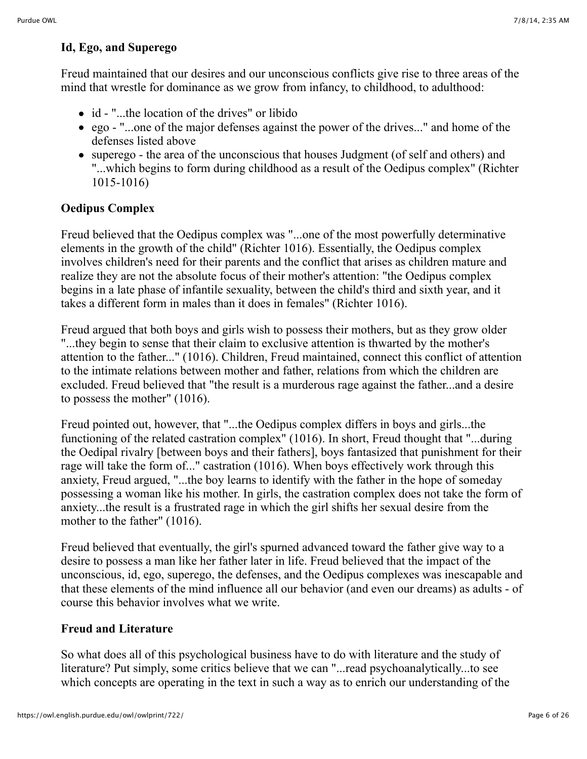### Id, Ego, and Superego

Freud maintained that our desires and our unconscious conflicts give rise to three areas of the mind that wrestle for dominance as we grow from infancy, to childhood, to adulthood:

- id - "...the location of the drives" or libido
- ego - "...one of the major defenses against the power of the drives..." and home of the defenses listed above
- superego - the area of the unconscious that houses Judgment (of self and others) and "...which begins to form during childhood as a result of the Oedipus complex" (Richter 1015-1016)

### Oedipus Complex

Freud believed that the Oedipus complex was "...one of the most powerfully determinative elements in the growth of the child" (Richter 1016). Essentially, the Oedipus complex involves children's need for their parents and the conflict that arises as children mature and realize they are not the absolute focus of their mother's attention: "the Oedipus complex begins in a late phase of infantile sexuality, between the child's third and sixth year, and it takes a different form in males than it does in females" (Richter 1016).

Freud argued that both boys and girls wish to possess their mothers, but as they grow older "...they begin to sense that their claim to exclusive attention is thwarted by the mother's attention to the father..." (1016). Children, Freud maintained, connect this conflict of attention to the intimate relations between mother and father, relations from which the children are excluded. Freud believed that "the result is a murderous rage against the father...and a desire to possess the mother" (1016).

Freud pointed out, however, that "...the Oedipus complex differs in boys and girls...the functioning of the related castration complex" (1016). In short, Freud thought that "...during the Oedipal rivalry [between boys and their fathers], boys fantasized that punishment for their rage will take the form of..." castration (1016). When boys effectively work through this anxiety, Freud argued, "...the boy learns to identify with the father in the hope of someday possessing a woman like his mother. In girls, the castration complex does not take the form of anxiety...the result is a frustrated rage in which the girl shifts her sexual desire from the mother to the father" (1016).

Freud believed that eventually, the girl's spurned advanced toward the father give way to a desire to possess a man like her father later in life. Freud believed that the impact of the unconscious, id, ego, superego, the defenses, and the Oedipus complexes was inescapable and that these elements of the mind influence all our behavior (and even our dreams) as adults - of course this behavior involves what we write.

### Freud and Literature

So what does all of this psychological business have to do with literature and the study of literature? Put simply, some critics believe that we can "...read psychoanalytically...to see which concepts are operating in the text in such a way as to enrich our understanding of the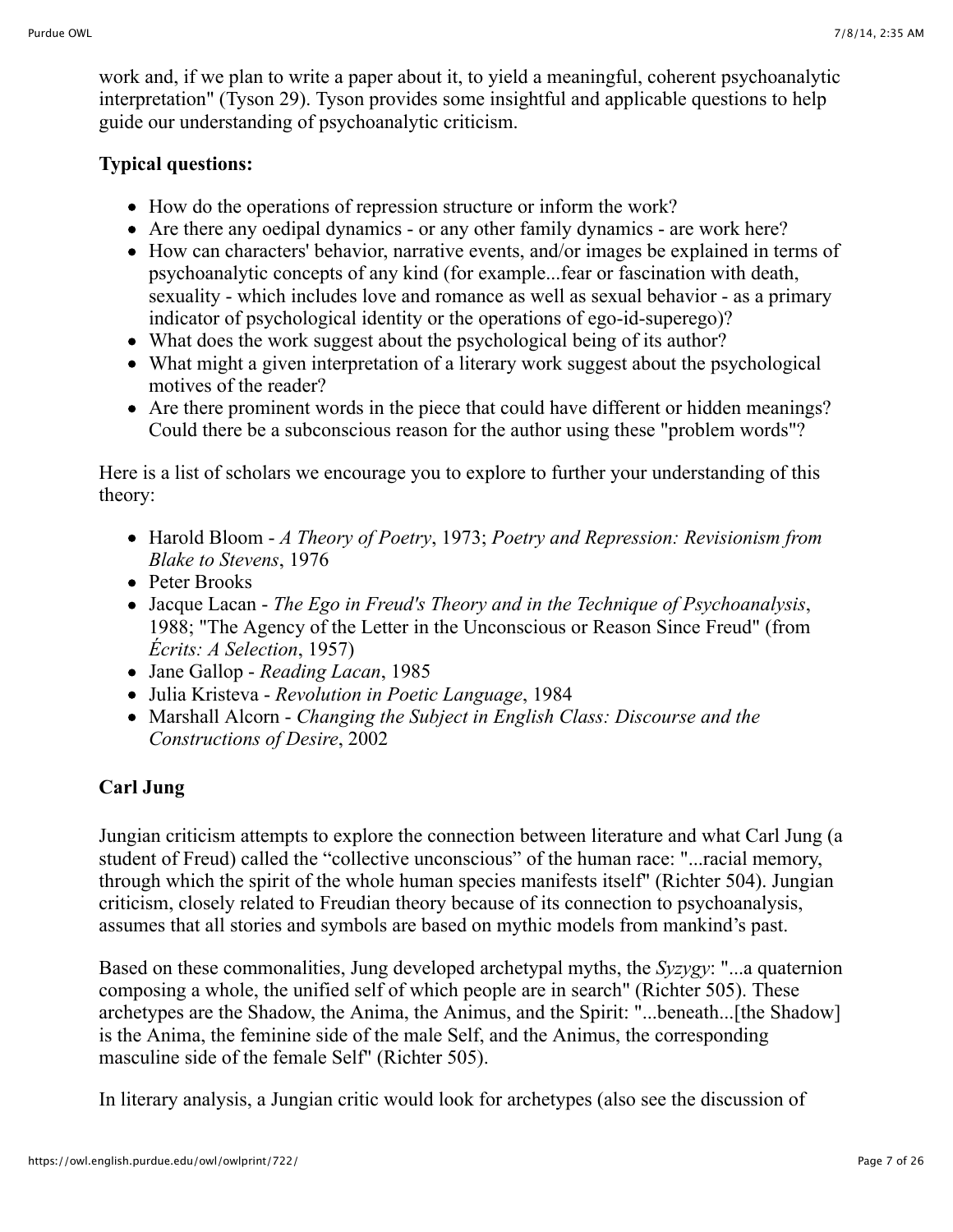work and, if we plan to write a paper about it, to yield a meaningful, coherent psychoanalytic interpretation" (Tyson 29). Tyson provides some insightful and applicable questions to help guide our understanding of psychoanalytic criticism.

**Typical questions:**

- How do the operations of repression structure or inform the work?
- Are there any oedipal dynamics - or any other family dynamics - are work here?
- How can characters' behavior, narrative events, and/or images be explained in terms of psychoanalytic concepts of any kind (for example...fear or fascination with death, sexuality - which includes love and romance as well as sexual behavior - as a primary indicator of psychological identity or the operations of ego-id-superego)?
- What does the work suggest about the psychological being of its author?
- What might a given interpretation of a literary work suggest about the psychological motives of the reader?
- Are there prominent words in the piece that could have different or hidden meanings? Could there be a subconscious reason for the author using these "problem words"?

Here is a list of scholars we encourage you to explore to further your understanding of this theory:

- Harold Bloom - *A Theory of Poetry*, 1973; *Poetry and Repression: Revisionism from Blake to Stevens*, 1976
- Peter Brooks
- Jacque Lacan - *The Ego in Freud's Theory and in the Technique of Psychoanalysis*, 1988; "The Agency of the Letter in the Unconscious or Reason Since Freud" (from *Écrits: A Selection*, 1957)
- Jane Gallop - *Reading Lacan*, 1985
- Julia Kristeva - *Revolution in Poetic Language*, 1984
- Marshall Alcorn - *Changing the Subject in English Class: Discourse and the Constructions of Desire*, 2002

**Carl Jung**

Jungian criticism attempts to explore the connection between literature and what Carl Jung (a student of Freud) called the "collective unconscious" of the human race: "...racial memory, through which the spirit of the whole human species manifests itself" (Richter 504). Jungian criticism, closely related to Freudian theory because of its connection to psychoanalysis, assumes that all stories and symbols are based on mythic models from mankind's past.

Based on these commonalities, Jung developed archetypal myths, the *Syzygy*: "...a quaternion composing a whole, the unified self of which people are in search" (Richter 505). These archetypes are the Shadow, the Anima, the Animus, and the Spirit: "...beneath...[the Shadow] is the Anima, the feminine side of the male Self, and the Animus, the corresponding masculine side of the female Self" (Richter 505).

In literary analysis, a Jungian critic would look for archetypes (also see the discussion of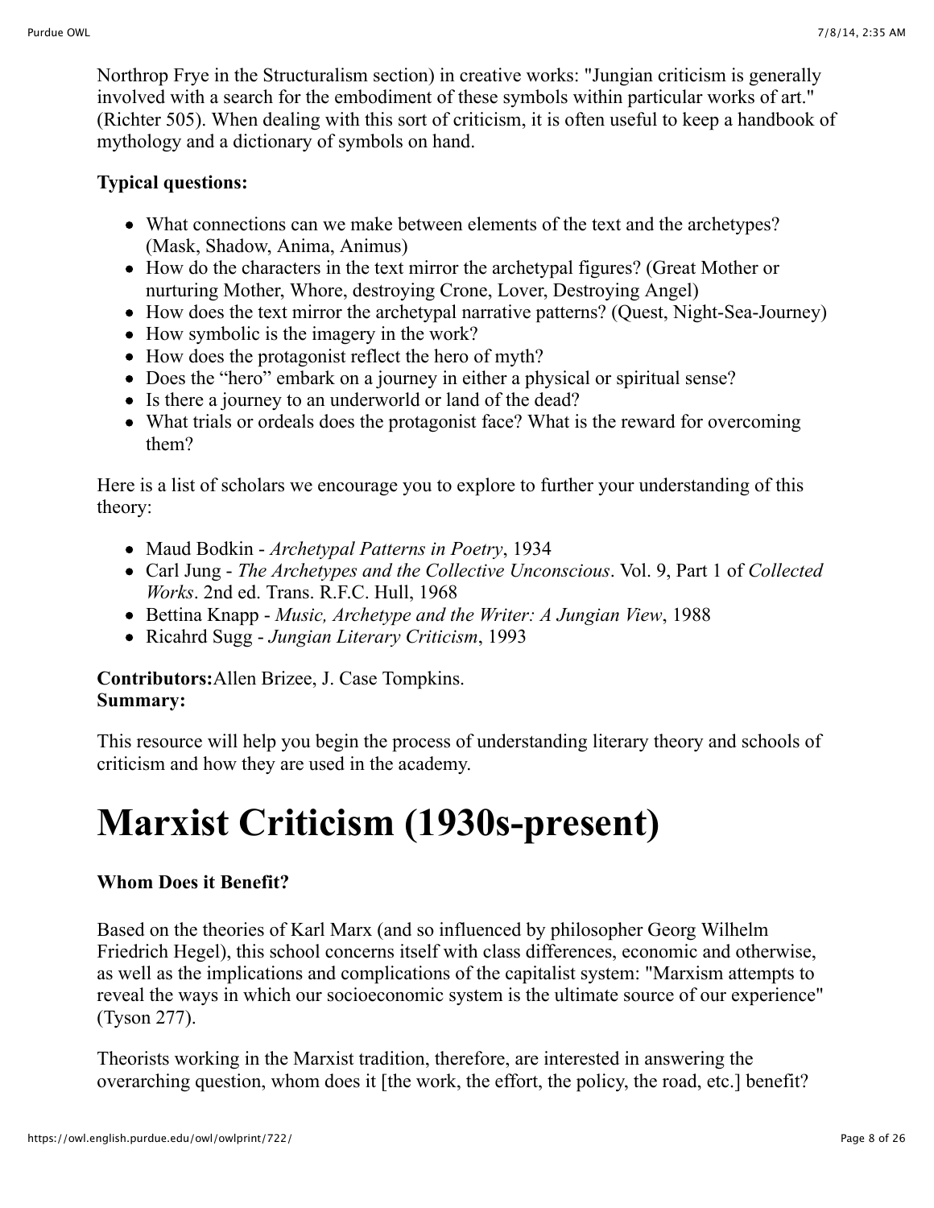Northrop Frye in the Structuralism section) in creative works: "Jungian criticism is generally involved with a search for the embodiment of these symbols within particular works of art." (Richter 505). When dealing with this sort of criticism, it is often useful to keep a handbook of mythology and a dictionary of symbols on hand.

**Typical questions:**

- What connections can we make between elements of the text and the archetypes? (Mask, Shadow, Anima, Animus)
- How do the characters in the text mirror the archetypal figures? (Great Mother or nurturing Mother, Whore, destroying Crone, Lover, Destroying Angel)
- How does the text mirror the archetypal narrative patterns? (Quest, Night-Sea-Journey)
- How symbolic is the imagery in the work?
- How does the protagonist reflect the hero of myth?
- Does the "hero" embark on a journey in either a physical or spiritual sense?
- Is there a journey to an underworld or land of the dead?
- What trials or ordeals does the protagonist face? What is the reward for overcoming them?

Here is a list of scholars we encourage you to explore to further your understanding of this theory:

- Maud Bodkin - *Archetypal Patterns in Poetry*, 1934
- Carl Jung - *The Archetypes and the Collective Unconscious*. Vol. 9, Part 1 of *Collected Works*. 2nd ed. Trans. R.F.C. Hull, 1968
- Bettina Knapp - *Music, Archetype and the Writer: A Jungian View*, 1988
- Ricahrd Sugg - *Jungian Literary Criticism*, 1993

**Contributors:**Allen Brizee, J. Case Tompkins.
**Summary:**

This resource will help you begin the process of understanding literary theory and schools of criticism and how they are used in the academy.

# Marxist Criticism (1930s-present)

**Whom Does it Benefit?**

Based on the theories of Karl Marx (and so influenced by philosopher Georg Wilhelm Friedrich Hegel), this school concerns itself with class differences, economic and otherwise, as well as the implications and complications of the capitalist system: "Marxism attempts to reveal the ways in which our socioeconomic system is the ultimate source of our experience" (Tyson 277).

Theorists working in the Marxist tradition, therefore, are interested in answering the overarching question, whom does it [the work, the effort, the policy, the road, etc.] benefit?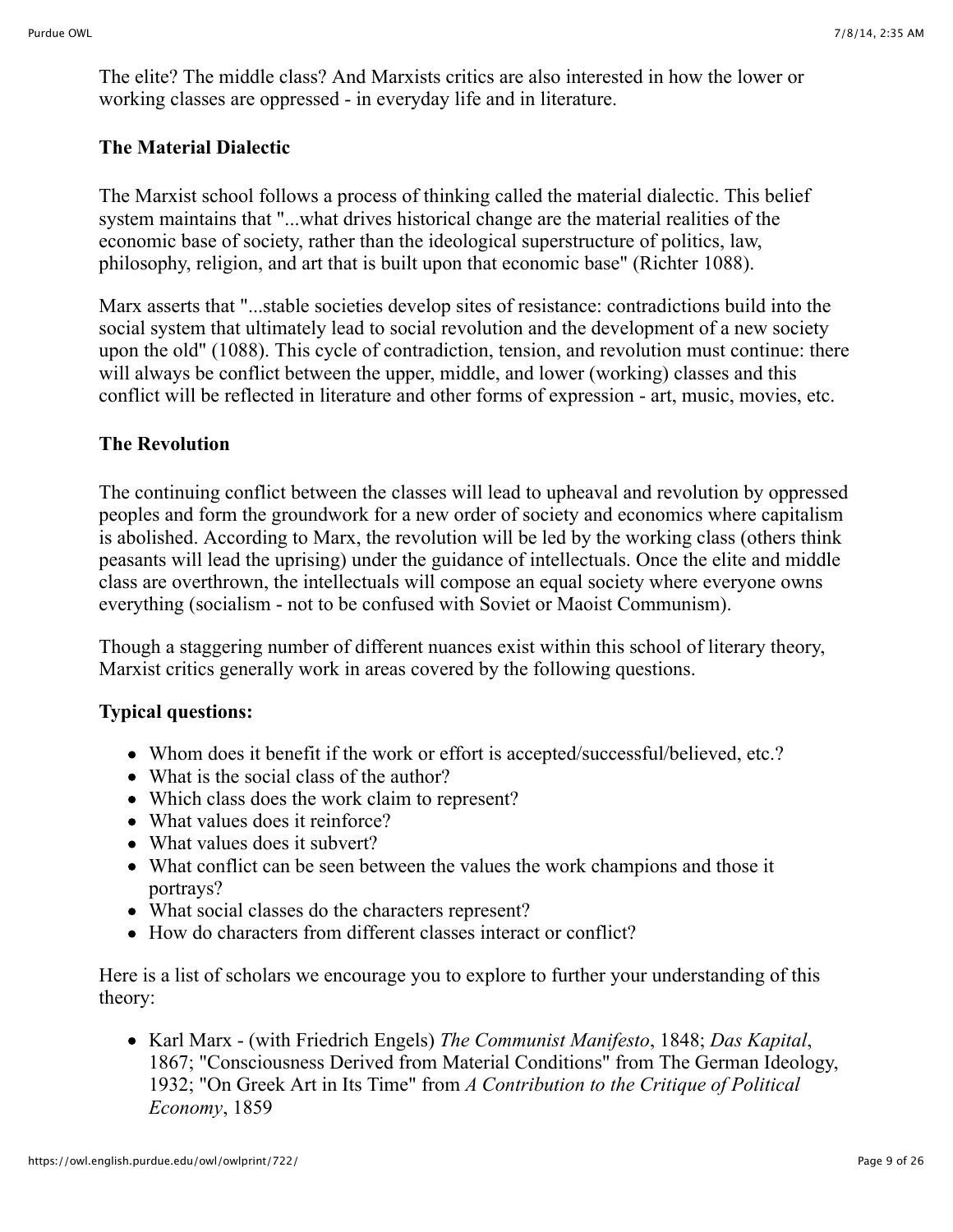The elite? The middle class? And Marxists critics are also interested in how the lower or working classes are oppressed - in everyday life and in literature.

### The Material Dialectic

The Marxist school follows a process of thinking called the material dialectic. This belief system maintains that "...what drives historical change are the material realities of the economic base of society, rather than the ideological superstructure of politics, law, philosophy, religion, and art that is built upon that economic base" (Richter 1088).

Marx asserts that "...stable societies develop sites of resistance: contradictions build into the social system that ultimately lead to social revolution and the development of a new society upon the old" (1088). This cycle of contradiction, tension, and revolution must continue: there will always be conflict between the upper, middle, and lower (working) classes and this conflict will be reflected in literature and other forms of expression - art, music, movies, etc.

### The Revolution

The continuing conflict between the classes will lead to upheaval and revolution by oppressed peoples and form the groundwork for a new order of society and economics where capitalism is abolished. According to Marx, the revolution will be led by the working class (others think peasants will lead the uprising) under the guidance of intellectuals. Once the elite and middle class are overthrown, the intellectuals will compose an equal society where everyone owns everything (socialism - not to be confused with Soviet or Maoist Communism).

Though a staggering number of different nuances exist within this school of literary theory, Marxist critics generally work in areas covered by the following questions.

**Typical questions:**

- Whom does it benefit if the work or effort is accepted/successful/believed, etc.?
- What is the social class of the author?
- Which class does the work claim to represent?
- What values does it reinforce?
- What values does it subvert?
- What conflict can be seen between the values the work champions and those it portrays?
- What social classes do the characters represent?
- How do characters from different classes interact or conflict?

Here is a list of scholars we encourage you to explore to further your understanding of this theory:

- Karl Marx - (with Friedrich Engels) *The Communist Manifesto*, 1848; *Das Kapital*, 1867; "Consciousness Derived from Material Conditions" from The German Ideology, 1932; "On Greek Art in Its Time" from *A Contribution to the Critique of Political Economy*, 1859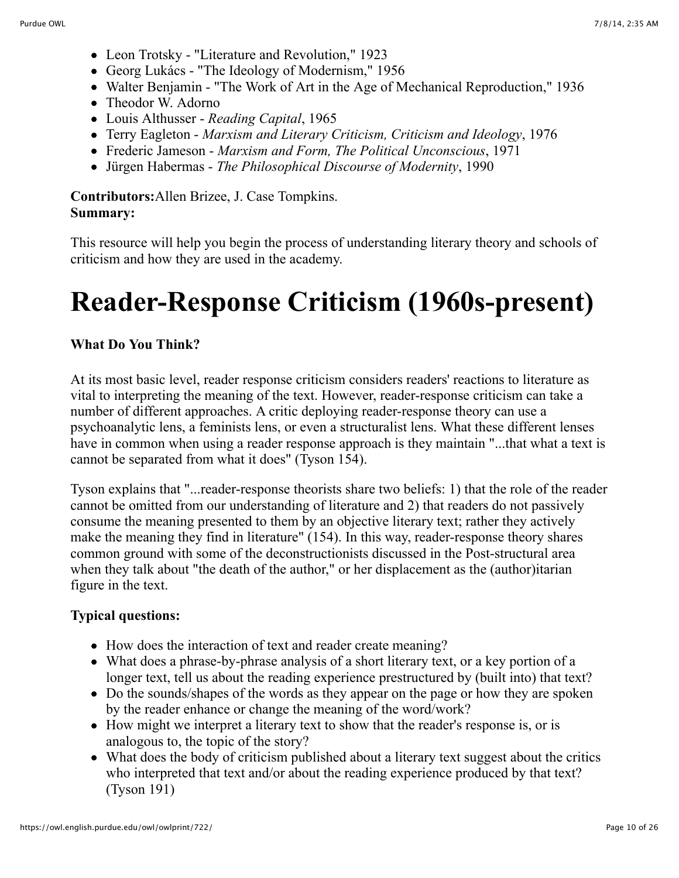- Leon Trotsky - "Literature and Revolution," 1923
- Georg Lukács - "The Ideology of Modernism," 1956
- Walter Benjamin - "The Work of Art in the Age of Mechanical Reproduction," 1936
- Theodor W. Adorno
- Louis Althusser - *Reading Capital*, 1965
- Terry Eagleton - *Marxism and Literary Criticism, Criticism and Ideology*, 1976
- Frederic Jameson - *Marxism and Form, The Political Unconscious*, 1971
- Jürgen Habermas - *The Philosophical Discourse of Modernity*, 1990

**Contributors:**Allen Brizee, J. Case Tompkins.
**Summary:**

This resource will help you begin the process of understanding literary theory and schools of criticism and how they are used in the academy.

# Reader-Response Criticism (1960s-present)

**What Do You Think?**

At its most basic level, reader response criticism considers readers' reactions to literature as vital to interpreting the meaning of the text. However, reader-response criticism can take a number of different approaches. A critic deploying reader-response theory can use a psychoanalytic lens, a feminists lens, or even a structuralist lens. What these different lenses have in common when using a reader response approach is they maintain "...that what a text is cannot be separated from what it does" (Tyson 154).

Tyson explains that "...reader-response theorists share two beliefs: 1) that the role of the reader cannot be omitted from our understanding of literature and 2) that readers do not passively consume the meaning presented to them by an objective literary text; rather they actively make the meaning they find in literature" (154). In this way, reader-response theory shares common ground with some of the deconstructionists discussed in the Post-structural area when they talk about "the death of the author," or her displacement as the (author)itarian figure in the text.

**Typical questions:**

- How does the interaction of text and reader create meaning?
- What does a phrase-by-phrase analysis of a short literary text, or a key portion of a longer text, tell us about the reading experience prestructured by (built into) that text?
- Do the sounds/shapes of the words as they appear on the page or how they are spoken by the reader enhance or change the meaning of the word/work?
- How might we interpret a literary text to show that the reader's response is, or is analogous to, the topic of the story?
- What does the body of criticism published about a literary text suggest about the critics who interpreted that text and/or about the reading experience produced by that text? (Tyson 191)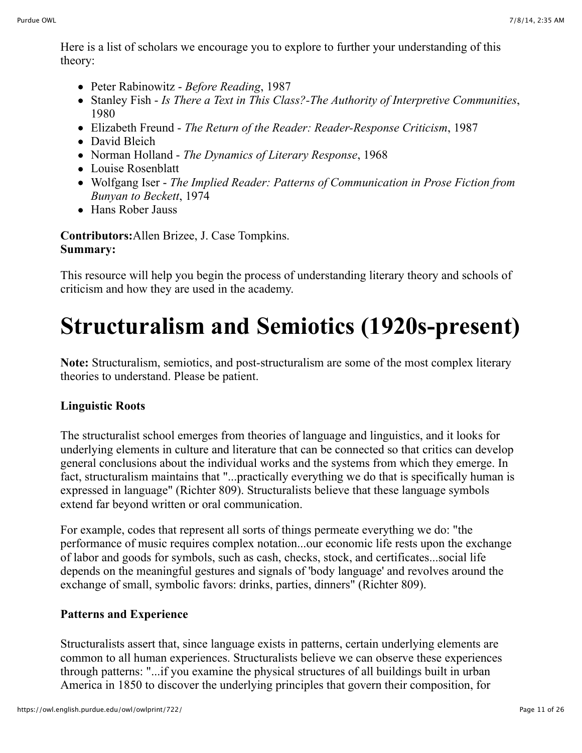Here is a list of scholars we encourage you to explore to further your understanding of this theory:

- Peter Rabinowitz - *Before Reading*, 1987
- Stanley Fish - *Is There a Text in This Class?-The Authority of Interpretive Communities*, 1980
- Elizabeth Freund - *The Return of the Reader: Reader-Response Criticism*, 1987
- David Bleich
- Norman Holland - *The Dynamics of Literary Response*, 1968
- Louise Rosenblatt
- Wolfgang Iser - *The Implied Reader: Patterns of Communication in Prose Fiction from Bunyan to Beckett*, 1974
- Hans Rober Jauss

**Contributors:**Allen Brizee, J. Case Tompkins.
**Summary:**

This resource will help you begin the process of understanding literary theory and schools of criticism and how they are used in the academy.

# Structuralism and Semiotics (1920s-present)

**Note:** Structuralism, semiotics, and post-structuralism are some of the most complex literary theories to understand. Please be patient.

**Linguistic Roots**

The structuralist school emerges from theories of language and linguistics, and it looks for underlying elements in culture and literature that can be connected so that critics can develop general conclusions about the individual works and the systems from which they emerge. In fact, structuralism maintains that "...practically everything we do that is specifically human is expressed in language" (Richter 809). Structuralists believe that these language symbols extend far beyond written or oral communication.

For example, codes that represent all sorts of things permeate everything we do: "the performance of music requires complex notation...our economic life rests upon the exchange of labor and goods for symbols, such as cash, checks, stock, and certificates...social life depends on the meaningful gestures and signals of 'body language' and revolves around the exchange of small, symbolic favors: drinks, parties, dinners" (Richter 809).

**Patterns and Experience**

Structuralists assert that, since language exists in patterns, certain underlying elements are common to all human experiences. Structuralists believe we can observe these experiences through patterns: "...if you examine the physical structures of all buildings built in urban America in 1850 to discover the underlying principles that govern their composition, for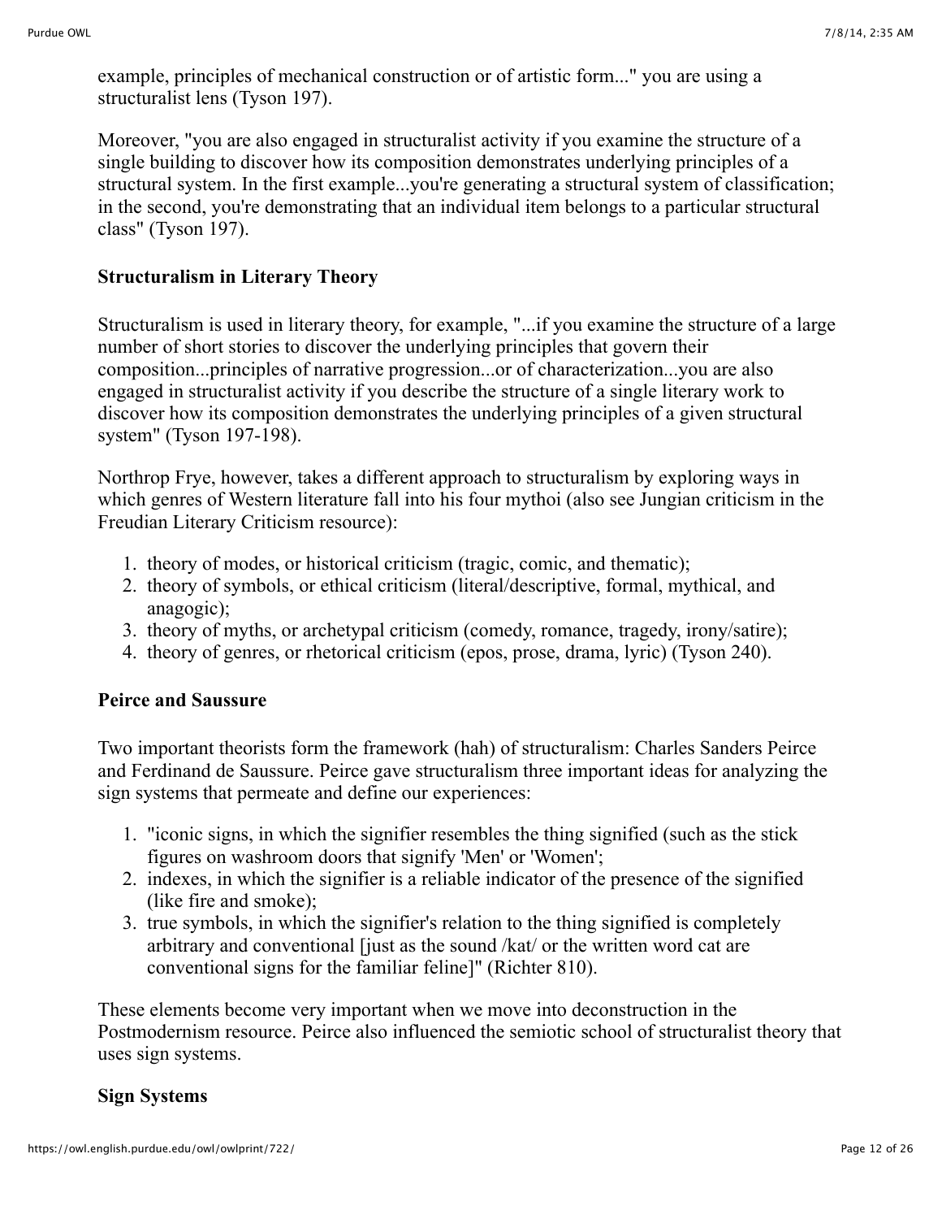example, principles of mechanical construction or of artistic form..." you are using a structuralist lens (Tyson 197).

Moreover, "you are also engaged in structuralist activity if you examine the structure of a single building to discover how its composition demonstrates underlying principles of a structural system. In the first example...you're generating a structural system of classification; in the second, you're demonstrating that an individual item belongs to a particular structural class" (Tyson 197).

### Structuralism in Literary Theory

Structuralism is used in literary theory, for example, "...if you examine the structure of a large number of short stories to discover the underlying principles that govern their composition...principles of narrative progression...or of characterization...you are also engaged in structuralist activity if you describe the structure of a single literary work to discover how its composition demonstrates the underlying principles of a given structural system" (Tyson 197-198).

Northrop Frye, however, takes a different approach to structuralism by exploring ways in which genres of Western literature fall into his four mythoi (also see Jungian criticism in the Freudian Literary Criticism resource):

1. theory of modes, or historical criticism (tragic, comic, and thematic);
2. theory of symbols, or ethical criticism (literal/descriptive, formal, mythical, and anagogic);
3. theory of myths, or archetypal criticism (comedy, romance, tragedy, irony/satire);
4. theory of genres, or rhetorical criticism (epos, prose, drama, lyric) (Tyson 240).

### Peirce and Saussure

Two important theorists form the framework (hah) of structuralism: Charles Sanders Peirce and Ferdinand de Saussure. Peirce gave structuralism three important ideas for analyzing the sign systems that permeate and define our experiences:

1. "iconic signs, in which the signifier resembles the thing signified (such as the stick figures on washroom doors that signify 'Men' or 'Women';
2. indexes, in which the signifier is a reliable indicator of the presence of the signified (like fire and smoke);
3. true symbols, in which the signifier's relation to the thing signified is completely arbitrary and conventional [just as the sound /kat/ or the written word cat are conventional signs for the familiar feline]" (Richter 810).

These elements become very important when we move into deconstruction in the Postmodernism resource. Peirce also influenced the semiotic school of structuralist theory that uses sign systems.

### Sign Systems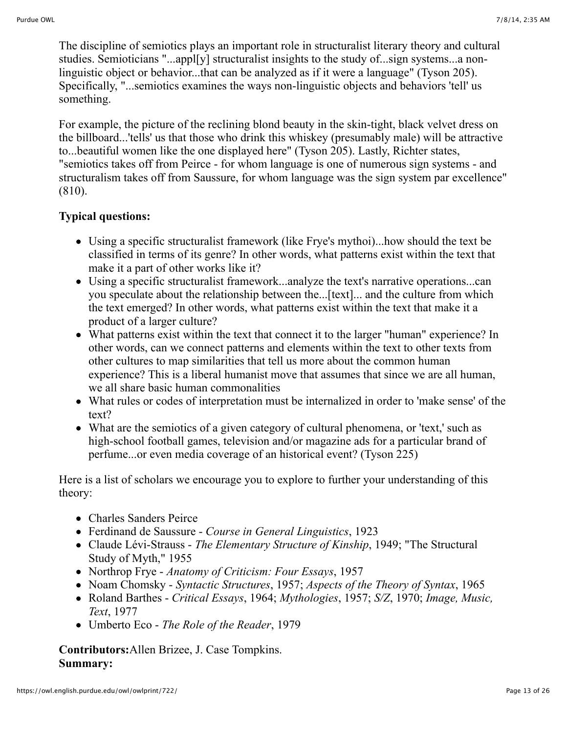The discipline of semiotics plays an important role in structuralist literary theory and cultural studies. Semioticians "...appl[y] structuralist insights to the study of...sign systems...a non-linguistic object or behavior...that can be analyzed as if it were a language" (Tyson 205). Specifically, "...semiotics examines the ways non-linguistic objects and behaviors 'tell' us something.

For example, the picture of the reclining blond beauty in the skin-tight, black velvet dress on the billboard...'tells' us that those who drink this whiskey (presumably male) will be attractive to...beautiful women like the one displayed here" (Tyson 205). Lastly, Richter states, "semiotics takes off from Peirce - for whom language is one of numerous sign systems - and structuralism takes off from Saussure, for whom language was the sign system par excellence" (810).

**Typical questions:**

- Using a specific structuralist framework (like Frye's mythoi)...how should the text be classified in terms of its genre? In other words, what patterns exist within the text that make it a part of other works like it?
- Using a specific structuralist framework...analyze the text's narrative operations...can you speculate about the relationship between the...[text]... and the culture from which the text emerged? In other words, what patterns exist within the text that make it a product of a larger culture?
- What patterns exist within the text that connect it to the larger "human" experience? In other words, can we connect patterns and elements within the text to other texts from other cultures to map similarities that tell us more about the common human experience? This is a liberal humanist move that assumes that since we are all human, we all share basic human commonalities
- What rules or codes of interpretation must be internalized in order to 'make sense' of the text?
- What are the semiotics of a given category of cultural phenomena, or 'text,' such as high-school football games, television and/or magazine ads for a particular brand of perfume...or even media coverage of an historical event? (Tyson 225)

Here is a list of scholars we encourage you to explore to further your understanding of this theory:

- Charles Sanders Peirce
- Ferdinand de Saussure - *Course in General Linguistics*, 1923
- Claude Lévi-Strauss - *The Elementary Structure of Kinship*, 1949; "The Structural Study of Myth," 1955
- Northrop Frye - *Anatomy of Criticism: Four Essays*, 1957
- Noam Chomsky - *Syntactic Structures*, 1957; *Aspects of the Theory of Syntax*, 1965
- Roland Barthes - *Critical Essays*, 1964; *Mythologies*, 1957; *S/Z*, 1970; *Image, Music, Text*, 1977
- Umberto Eco - *The Role of the Reader*, 1979

**Contributors:**Allen Brizee, J. Case Tompkins.
**Summary:**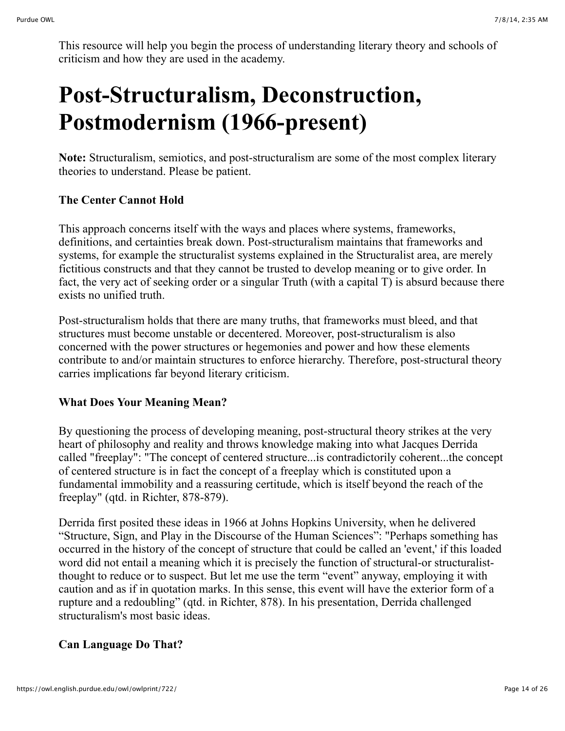This resource will help you begin the process of understanding literary theory and schools of criticism and how they are used in the academy.

# Post-Structuralism, Deconstruction, Postmodernism (1966-present)

**Note:** Structuralism, semiotics, and post-structuralism are some of the most complex literary theories to understand. Please be patient.

### The Center Cannot Hold

This approach concerns itself with the ways and places where systems, frameworks, definitions, and certainties break down. Post-structuralism maintains that frameworks and systems, for example the structuralist systems explained in the Structuralist area, are merely fictitious constructs and that they cannot be trusted to develop meaning or to give order. In fact, the very act of seeking order or a singular Truth (with a capital T) is absurd because there exists no unified truth.

Post-structuralism holds that there are many truths, that frameworks must bleed, and that structures must become unstable or decentered. Moreover, post-structuralism is also concerned with the power structures or hegemonies and power and how these elements contribute to and/or maintain structures to enforce hierarchy. Therefore, post-structural theory carries implications far beyond literary criticism.

### What Does Your Meaning Mean?

By questioning the process of developing meaning, post-structural theory strikes at the very heart of philosophy and reality and throws knowledge making into what Jacques Derrida called "freeplay": "The concept of centered structure...is contradictorily coherent...the concept of centered structure is in fact the concept of a freeplay which is constituted upon a fundamental immobility and a reassuring certitude, which is itself beyond the reach of the freeplay" (qtd. in Richter, 878-879).

Derrida first posited these ideas in 1966 at Johns Hopkins University, when he delivered "Structure, Sign, and Play in the Discourse of the Human Sciences": "Perhaps something has occurred in the history of the concept of structure that could be called an 'event,' if this loaded word did not entail a meaning which it is precisely the function of structural-or structuralist-thought to reduce or to suspect. But let me use the term "event" anyway, employing it with caution and as if in quotation marks. In this sense, this event will have the exterior form of a rupture and a redoubling" (qtd. in Richter, 878). In his presentation, Derrida challenged structuralism's most basic ideas.

### Can Language Do That?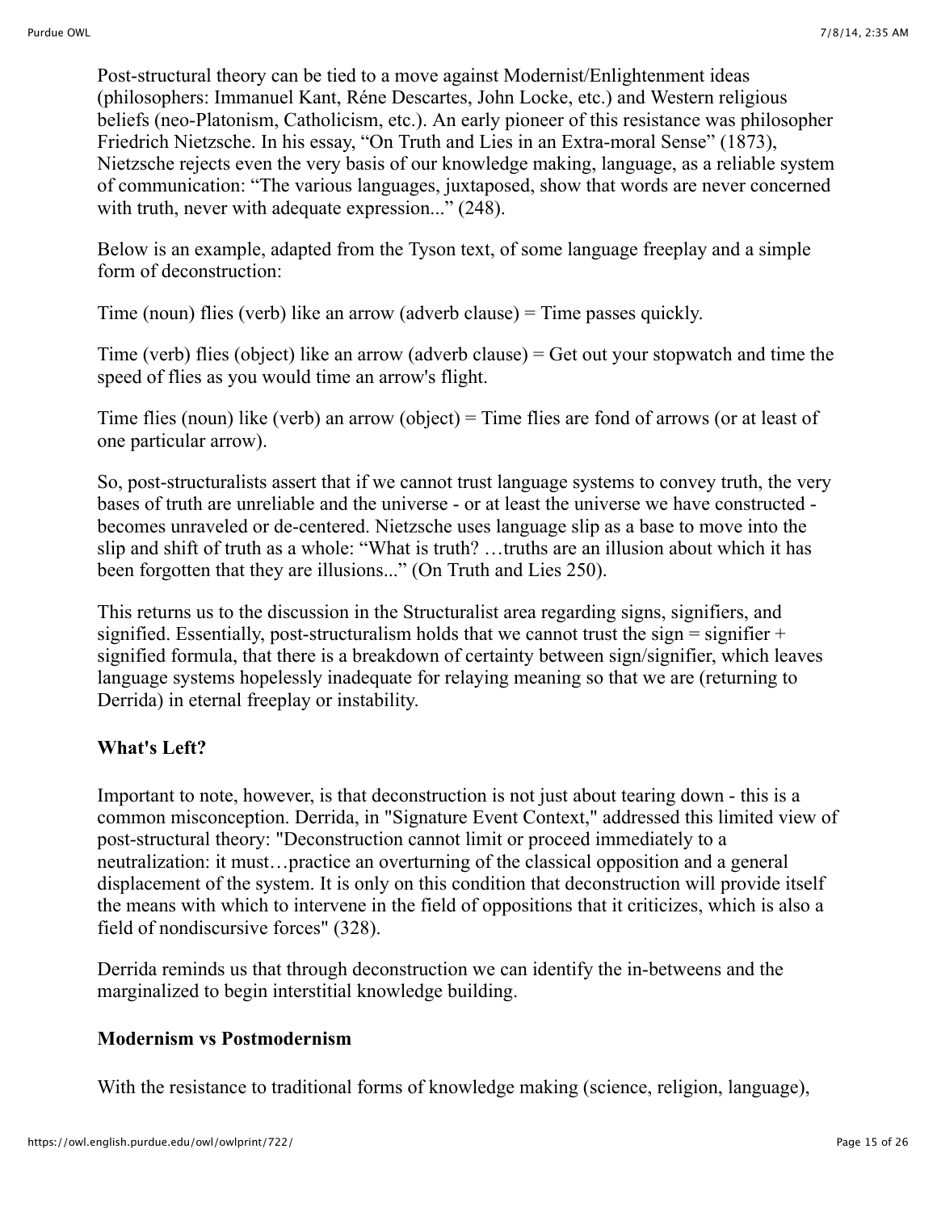Post-structural theory can be tied to a move against Modernist/Enlightenment ideas (philosophers: Immanuel Kant, Réne Descartes, John Locke, etc.) and Western religious beliefs (neo-Platonism, Catholicism, etc.). An early pioneer of this resistance was philosopher Friedrich Nietzsche. In his essay, "On Truth and Lies in an Extra-moral Sense" (1873), Nietzsche rejects even the very basis of our knowledge making, language, as a reliable system of communication: "The various languages, juxtaposed, show that words are never concerned with truth, never with adequate expression..." (248).

Below is an example, adapted from the Tyson text, of some language freeplay and a simple form of deconstruction:

Time (noun) flies (verb) like an arrow (adverb clause) = Time passes quickly.

Time (verb) flies (object) like an arrow (adverb clause) = Get out your stopwatch and time the speed of flies as you would time an arrow's flight.

Time flies (noun) like (verb) an arrow (object) = Time flies are fond of arrows (or at least of one particular arrow).

So, post-structuralists assert that if we cannot trust language systems to convey truth, the very bases of truth are unreliable and the universe - or at least the universe we have constructed - becomes unraveled or de-centered. Nietzsche uses language slip as a base to move into the slip and shift of truth as a whole: "What is truth? …truths are an illusion about which it has been forgotten that they are illusions..." (On Truth and Lies 250).

This returns us to the discussion in the Structuralist area regarding signs, signifiers, and signified. Essentially, post-structuralism holds that we cannot trust the sign = signifier + signified formula, that there is a breakdown of certainty between sign/signifier, which leaves language systems hopelessly inadequate for relaying meaning so that we are (returning to Derrida) in eternal freeplay or instability.

**What's Left?**

Important to note, however, is that deconstruction is not just about tearing down - this is a common misconception. Derrida, in "Signature Event Context," addressed this limited view of post-structural theory: "Deconstruction cannot limit or proceed immediately to a neutralization: it must…practice an overturning of the classical opposition and a general displacement of the system. It is only on this condition that deconstruction will provide itself the means with which to intervene in the field of oppositions that it criticizes, which is also a field of nondiscursive forces" (328).

Derrida reminds us that through deconstruction we can identify the in-betweens and the marginalized to begin interstitial knowledge building.

**Modernism vs Postmodernism**

With the resistance to traditional forms of knowledge making (science, religion, language),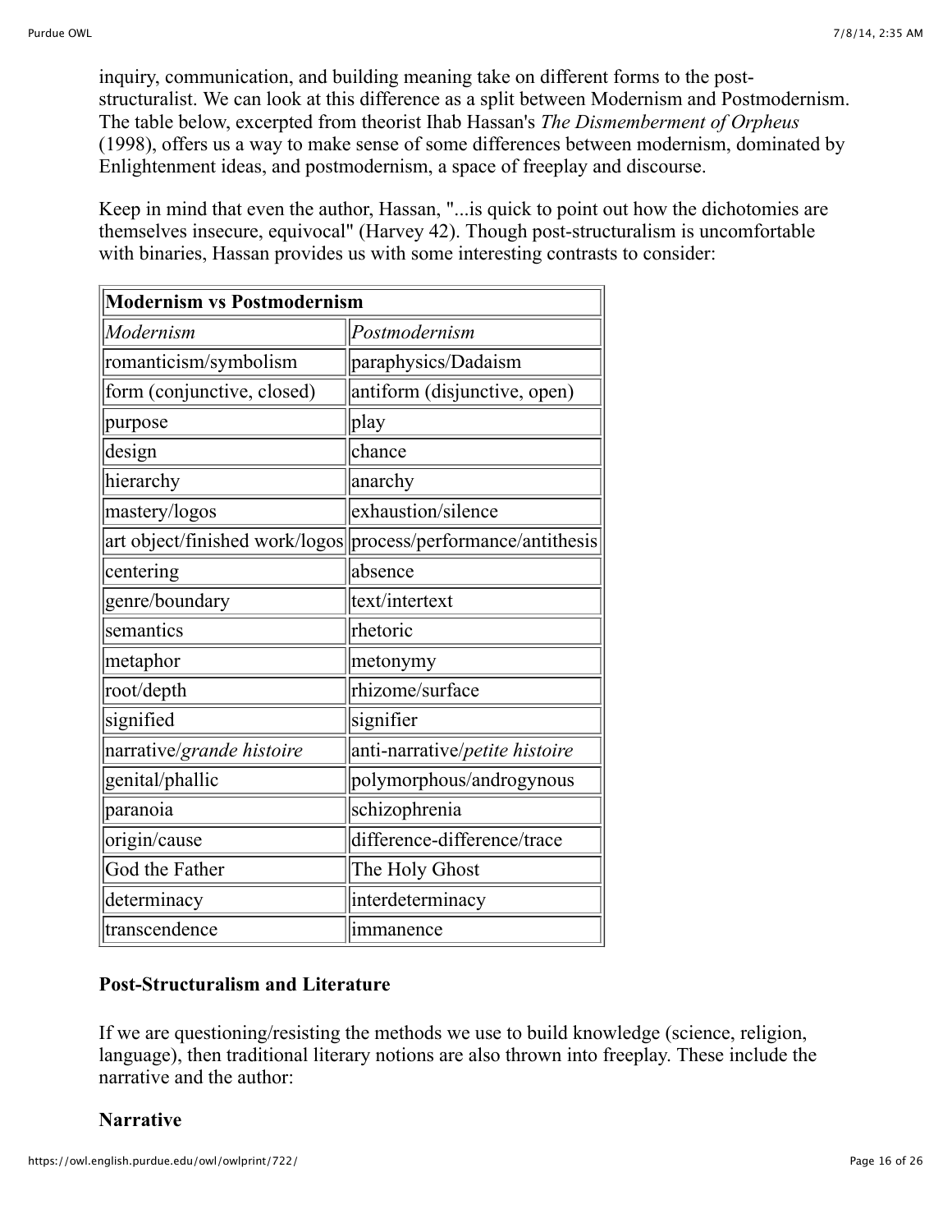inquiry, communication, and building meaning take on different forms to the post-structuralist. We can look at this difference as a split between Modernism and Postmodernism. The table below, excerpted from theorist Ihab Hassan's *The Dismemberment of Orpheus* (1998), offers us a way to make sense of some differences between modernism, dominated by Enlightenment ideas, and postmodernism, a space of freeplay and discourse.

Keep in mind that even the author, Hassan, "...is quick to point out how the dichotomies are themselves insecure, equivocal" (Harvey 42). Though post-structuralism is uncomfortable with binaries, Hassan provides us with some interesting contrasts to consider:

| **Modernism vs Postmodernism** | |
|---|---|
| *Modernism* | *Postmodernism* |
| romanticism/symbolism | paraphysics/Dadaism |
| form (conjunctive, closed) | antiform (disjunctive, open) |
| purpose | play |
| design | chance |
| hierarchy | anarchy |
| mastery/logos | exhaustion/silence |
| art object/finished work/logos | process/performance/antithesis |
| centering | absence |
| genre/boundary | text/intertext |
| semantics | rhetoric |
| metaphor | metonymy |
| root/depth | rhizome/surface |
| signified | signifier |
| narrative/*grande histoire* | anti-narrative/*petite histoire* |
| genital/phallic | polymorphous/androgynous |
| paranoia | schizophrenia |
| origin/cause | difference-difference/trace |
| God the Father | The Holy Ghost |
| determinacy | interdeterminacy |
| transcendence | immanence |

### Post-Structuralism and Literature

If we are questioning/resisting the methods we use to build knowledge (science, religion, language), then traditional literary notions are also thrown into freeplay. These include the narrative and the author:

### Narrative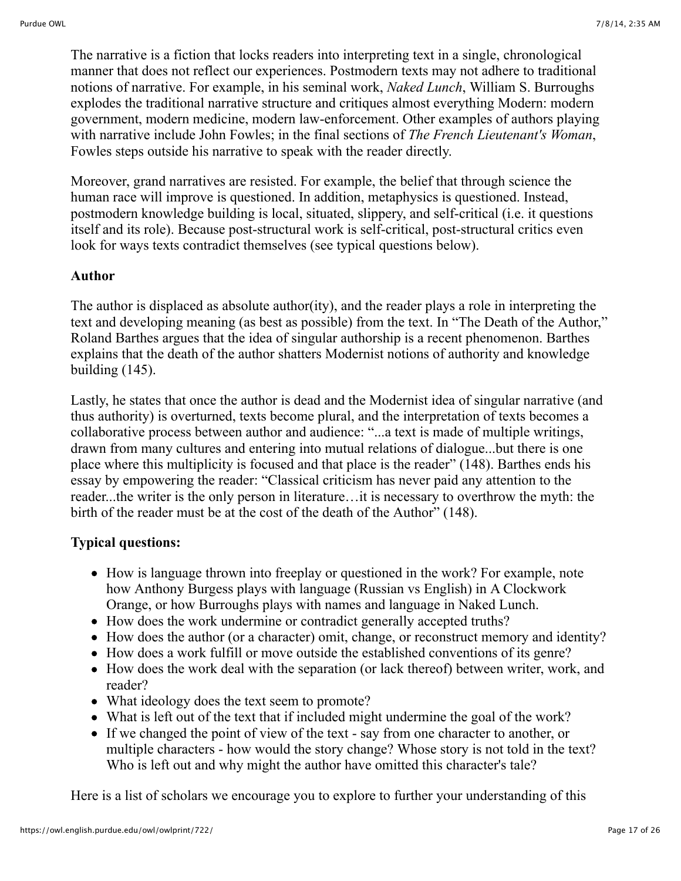The narrative is a fiction that locks readers into interpreting text in a single, chronological manner that does not reflect our experiences. Postmodern texts may not adhere to traditional notions of narrative. For example, in his seminal work, *Naked Lunch*, William S. Burroughs explodes the traditional narrative structure and critiques almost everything Modern: modern government, modern medicine, modern law-enforcement. Other examples of authors playing with narrative include John Fowles; in the final sections of *The French Lieutenant's Woman*, Fowles steps outside his narrative to speak with the reader directly.

Moreover, grand narratives are resisted. For example, the belief that through science the human race will improve is questioned. In addition, metaphysics is questioned. Instead, postmodern knowledge building is local, situated, slippery, and self-critical (i.e. it questions itself and its role). Because post-structural work is self-critical, post-structural critics even look for ways texts contradict themselves (see typical questions below).

**Author**

The author is displaced as absolute author(ity), and the reader plays a role in interpreting the text and developing meaning (as best as possible) from the text. In "The Death of the Author," Roland Barthes argues that the idea of singular authorship is a recent phenomenon. Barthes explains that the death of the author shatters Modernist notions of authority and knowledge building (145).

Lastly, he states that once the author is dead and the Modernist idea of singular narrative (and thus authority) is overturned, texts become plural, and the interpretation of texts becomes a collaborative process between author and audience: "...a text is made of multiple writings, drawn from many cultures and entering into mutual relations of dialogue...but there is one place where this multiplicity is focused and that place is the reader" (148). Barthes ends his essay by empowering the reader: "Classical criticism has never paid any attention to the reader...the writer is the only person in literature…it is necessary to overthrow the myth: the birth of the reader must be at the cost of the death of the Author" (148).

**Typical questions:**

- How is language thrown into freeplay or questioned in the work? For example, note how Anthony Burgess plays with language (Russian vs English) in A Clockwork Orange, or how Burroughs plays with names and language in Naked Lunch.
- How does the work undermine or contradict generally accepted truths?
- How does the author (or a character) omit, change, or reconstruct memory and identity?
- How does a work fulfill or move outside the established conventions of its genre?
- How does the work deal with the separation (or lack thereof) between writer, work, and reader?
- What ideology does the text seem to promote?
- What is left out of the text that if included might undermine the goal of the work?
- If we changed the point of view of the text - say from one character to another, or multiple characters - how would the story change? Whose story is not told in the text? Who is left out and why might the author have omitted this character's tale?

Here is a list of scholars we encourage you to explore to further your understanding of this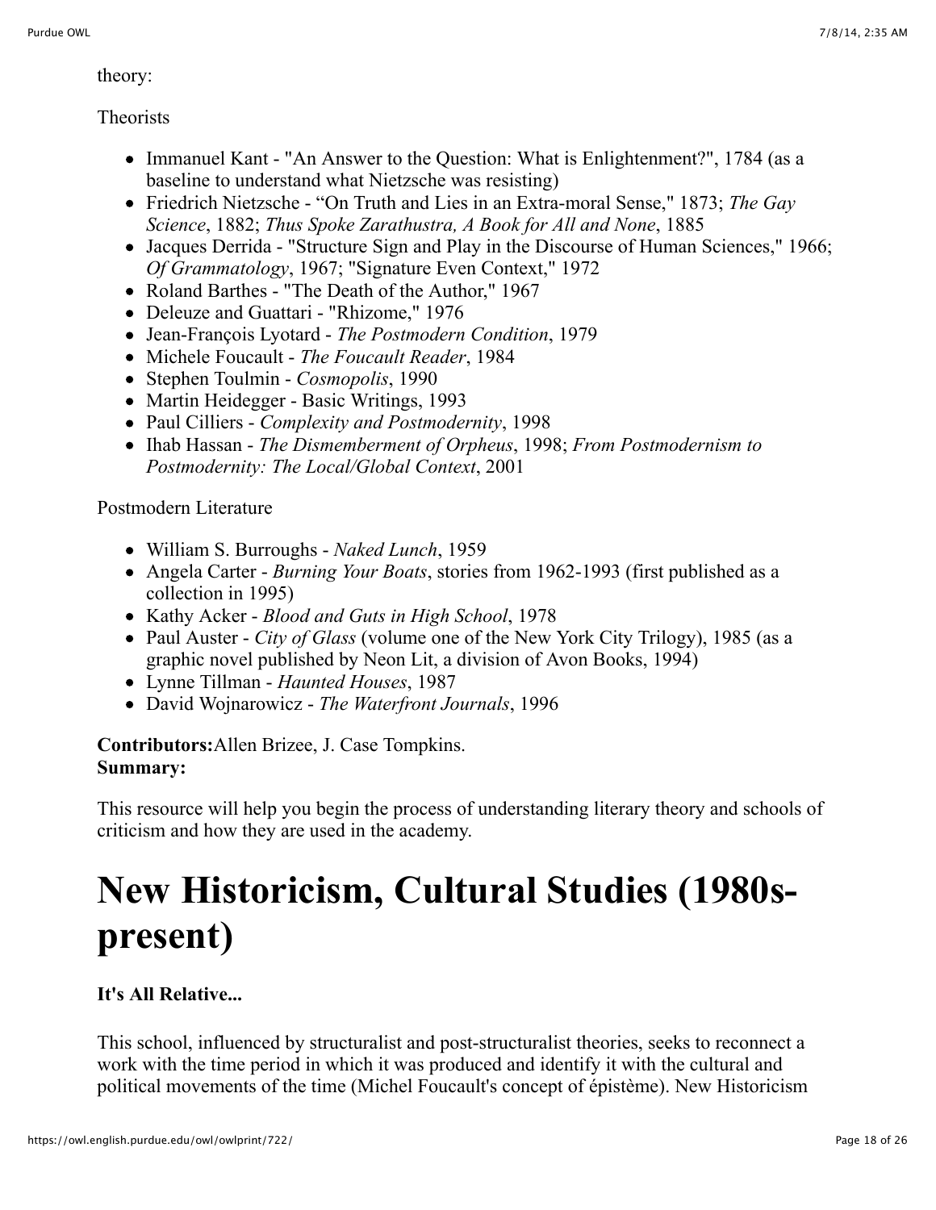theory:

Theorists

- Immanuel Kant - "An Answer to the Question: What is Enlightenment?", 1784 (as a baseline to understand what Nietzsche was resisting)
- Friedrich Nietzsche - “On Truth and Lies in an Extra-moral Sense," 1873; *The Gay Science*, 1882; *Thus Spoke Zarathustra, A Book for All and None*, 1885
- Jacques Derrida - "Structure Sign and Play in the Discourse of Human Sciences," 1966; *Of Grammatology*, 1967; "Signature Even Context," 1972
- Roland Barthes - "The Death of the Author," 1967
- Deleuze and Guattari - "Rhizome," 1976
- Jean-François Lyotard - *The Postmodern Condition*, 1979
- Michele Foucault - *The Foucault Reader*, 1984
- Stephen Toulmin - *Cosmopolis*, 1990
- Martin Heidegger - Basic Writings, 1993
- Paul Cilliers - *Complexity and Postmodernity*, 1998
- Ihab Hassan - *The Dismemberment of Orpheus*, 1998; *From Postmodernism to Postmodernity: The Local/Global Context*, 2001

Postmodern Literature

- William S. Burroughs - *Naked Lunch*, 1959
- Angela Carter - *Burning Your Boats*, stories from 1962-1993 (first published as a collection in 1995)
- Kathy Acker - *Blood and Guts in High School*, 1978
- Paul Auster - *City of Glass* (volume one of the New York City Trilogy), 1985 (as a graphic novel published by Neon Lit, a division of Avon Books, 1994)
- Lynne Tillman - *Haunted Houses*, 1987
- David Wojnarowicz - *The Waterfront Journals*, 1996

**Contributors:**Allen Brizee, J. Case Tompkins.
**Summary:**

This resource will help you begin the process of understanding literary theory and schools of criticism and how they are used in the academy.

# New Historicism, Cultural Studies (1980s-present)

**It's All Relative...**

This school, influenced by structuralist and post-structuralist theories, seeks to reconnect a work with the time period in which it was produced and identify it with the cultural and political movements of the time (Michel Foucault's concept of épistème). New Historicism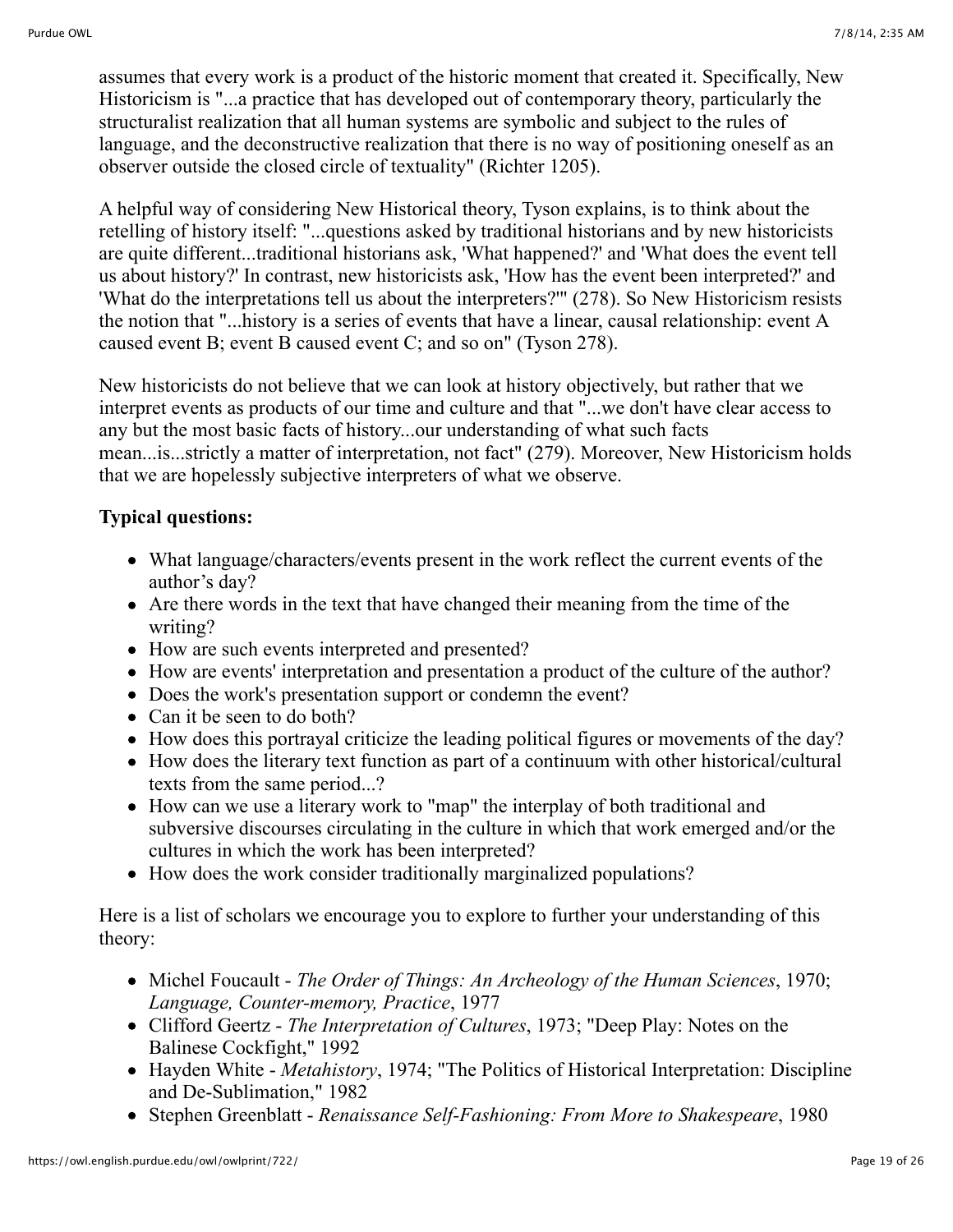assumes that every work is a product of the historic moment that created it. Specifically, New Historicism is "...a practice that has developed out of contemporary theory, particularly the structuralist realization that all human systems are symbolic and subject to the rules of language, and the deconstructive realization that there is no way of positioning oneself as an observer outside the closed circle of textuality" (Richter 1205).

A helpful way of considering New Historical theory, Tyson explains, is to think about the retelling of history itself: "...questions asked by traditional historians and by new historicists are quite different...traditional historians ask, 'What happened?' and 'What does the event tell us about history?' In contrast, new historicists ask, 'How has the event been interpreted?' and 'What do the interpretations tell us about the interpreters?'" (278). So New Historicism resists the notion that "...history is a series of events that have a linear, causal relationship: event A caused event B; event B caused event C; and so on" (Tyson 278).

New historicists do not believe that we can look at history objectively, but rather that we interpret events as products of our time and culture and that "...we don't have clear access to any but the most basic facts of history...our understanding of what such facts mean...is...strictly a matter of interpretation, not fact" (279). Moreover, New Historicism holds that we are hopelessly subjective interpreters of what we observe.

**Typical questions:**

- What language/characters/events present in the work reflect the current events of the author's day?
- Are there words in the text that have changed their meaning from the time of the writing?
- How are such events interpreted and presented?
- How are events' interpretation and presentation a product of the culture of the author?
- Does the work's presentation support or condemn the event?
- Can it be seen to do both?
- How does this portrayal criticize the leading political figures or movements of the day?
- How does the literary text function as part of a continuum with other historical/cultural texts from the same period...?
- How can we use a literary work to "map" the interplay of both traditional and subversive discourses circulating in the culture in which that work emerged and/or the cultures in which the work has been interpreted?
- How does the work consider traditionally marginalized populations?

Here is a list of scholars we encourage you to explore to further your understanding of this theory:

- Michel Foucault - *The Order of Things: An Archeology of the Human Sciences*, 1970; *Language, Counter-memory, Practice*, 1977
- Clifford Geertz - *The Interpretation of Cultures*, 1973; "Deep Play: Notes on the Balinese Cockfight," 1992
- Hayden White - *Metahistory*, 1974; "The Politics of Historical Interpretation: Discipline and De-Sublimation," 1982
- Stephen Greenblatt - *Renaissance Self-Fashioning: From More to Shakespeare*, 1980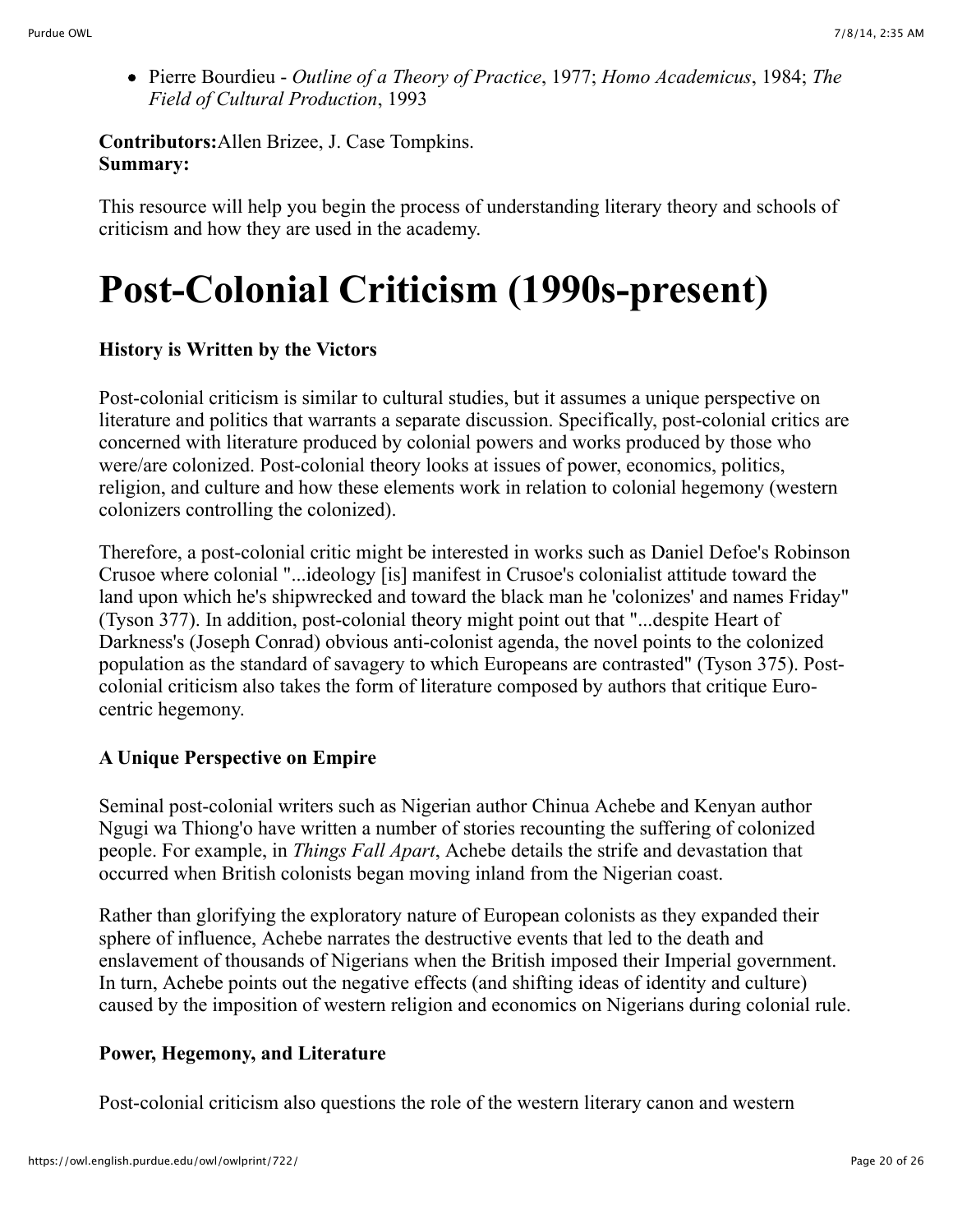- Pierre Bourdieu - *Outline of a Theory of Practice*, 1977; *Homo Academicus*, 1984; *The Field of Cultural Production*, 1993

**Contributors:**Allen Brizee, J. Case Tompkins.
**Summary:**

This resource will help you begin the process of understanding literary theory and schools of criticism and how they are used in the academy.

# Post-Colonial Criticism (1990s-present)

**History is Written by the Victors**

Post-colonial criticism is similar to cultural studies, but it assumes a unique perspective on literature and politics that warrants a separate discussion. Specifically, post-colonial critics are concerned with literature produced by colonial powers and works produced by those who were/are colonized. Post-colonial theory looks at issues of power, economics, politics, religion, and culture and how these elements work in relation to colonial hegemony (western colonizers controlling the colonized).

Therefore, a post-colonial critic might be interested in works such as Daniel Defoe's Robinson Crusoe where colonial "...ideology [is] manifest in Crusoe's colonialist attitude toward the land upon which he's shipwrecked and toward the black man he 'colonizes' and names Friday" (Tyson 377). In addition, post-colonial theory might point out that "...despite Heart of Darkness's (Joseph Conrad) obvious anti-colonist agenda, the novel points to the colonized population as the standard of savagery to which Europeans are contrasted" (Tyson 375). Post-colonial criticism also takes the form of literature composed by authors that critique Euro-centric hegemony.

**A Unique Perspective on Empire**

Seminal post-colonial writers such as Nigerian author Chinua Achebe and Kenyan author Ngugi wa Thiong'o have written a number of stories recounting the suffering of colonized people. For example, in *Things Fall Apart*, Achebe details the strife and devastation that occurred when British colonists began moving inland from the Nigerian coast.

Rather than glorifying the exploratory nature of European colonists as they expanded their sphere of influence, Achebe narrates the destructive events that led to the death and enslavement of thousands of Nigerians when the British imposed their Imperial government. In turn, Achebe points out the negative effects (and shifting ideas of identity and culture) caused by the imposition of western religion and economics on Nigerians during colonial rule.

**Power, Hegemony, and Literature**

Post-colonial criticism also questions the role of the western literary canon and western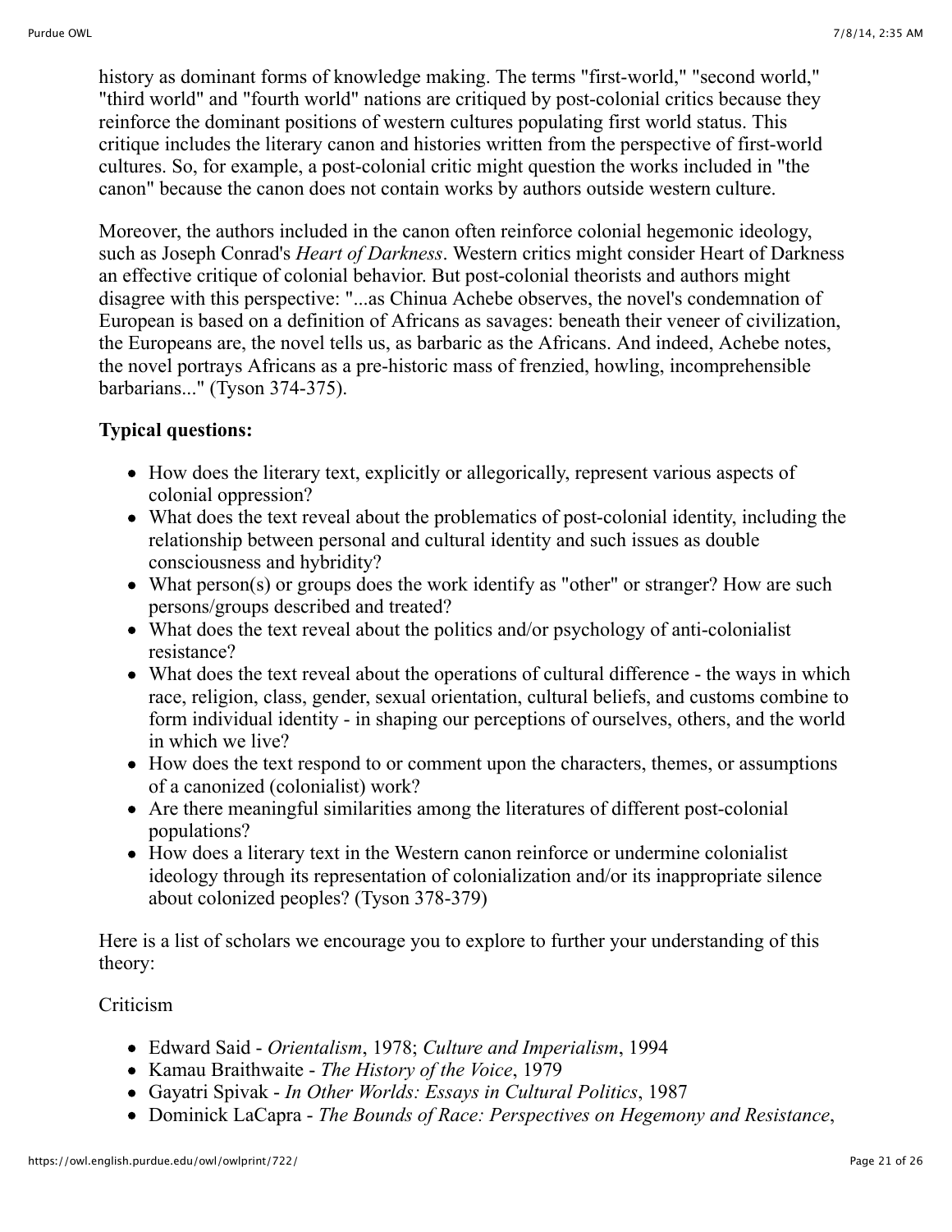history as dominant forms of knowledge making. The terms "first-world," "second world," "third world" and "fourth world" nations are critiqued by post-colonial critics because they reinforce the dominant positions of western cultures populating first world status. This critique includes the literary canon and histories written from the perspective of first-world cultures. So, for example, a post-colonial critic might question the works included in "the canon" because the canon does not contain works by authors outside western culture.

Moreover, the authors included in the canon often reinforce colonial hegemonic ideology, such as Joseph Conrad's *Heart of Darkness*. Western critics might consider Heart of Darkness an effective critique of colonial behavior. But post-colonial theorists and authors might disagree with this perspective: "...as Chinua Achebe observes, the novel's condemnation of European is based on a definition of Africans as savages: beneath their veneer of civilization, the Europeans are, the novel tells us, as barbaric as the Africans. And indeed, Achebe notes, the novel portrays Africans as a pre-historic mass of frenzied, howling, incomprehensible barbarians..." (Tyson 374-375).

**Typical questions:**

- How does the literary text, explicitly or allegorically, represent various aspects of colonial oppression?
- What does the text reveal about the problematics of post-colonial identity, including the relationship between personal and cultural identity and such issues as double consciousness and hybridity?
- What person(s) or groups does the work identify as "other" or stranger? How are such persons/groups described and treated?
- What does the text reveal about the politics and/or psychology of anti-colonialist resistance?
- What does the text reveal about the operations of cultural difference - the ways in which race, religion, class, gender, sexual orientation, cultural beliefs, and customs combine to form individual identity - in shaping our perceptions of ourselves, others, and the world in which we live?
- How does the text respond to or comment upon the characters, themes, or assumptions of a canonized (colonialist) work?
- Are there meaningful similarities among the literatures of different post-colonial populations?
- How does a literary text in the Western canon reinforce or undermine colonialist ideology through its representation of colonialization and/or its inappropriate silence about colonized peoples? (Tyson 378-379)

Here is a list of scholars we encourage you to explore to further your understanding of this theory:

Criticism

- Edward Said - *Orientalism*, 1978; *Culture and Imperialism*, 1994
- Kamau Braithwaite - *The History of the Voice*, 1979
- Gayatri Spivak - *In Other Worlds: Essays in Cultural Politics*, 1987
- Dominick LaCapra - *The Bounds of Race: Perspectives on Hegemony and Resistance*,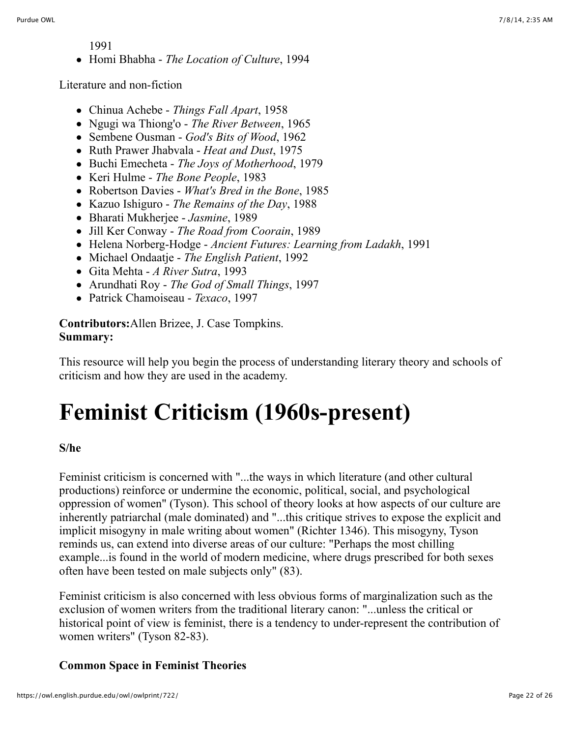1991

- Homi Bhabha - *The Location of Culture*, 1994

Literature and non-fiction

- Chinua Achebe - *Things Fall Apart*, 1958
- Ngugi wa Thiong'o - *The River Between*, 1965
- Sembene Ousman - *God's Bits of Wood*, 1962
- Ruth Prawer Jhabvala - *Heat and Dust*, 1975
- Buchi Emecheta - *The Joys of Motherhood*, 1979
- Keri Hulme - *The Bone People*, 1983
- Robertson Davies - *What's Bred in the Bone*, 1985
- Kazuo Ishiguro - *The Remains of the Day*, 1988
- Bharati Mukherjee - *Jasmine*, 1989
- Jill Ker Conway - *The Road from Coorain*, 1989
- Helena Norberg-Hodge - *Ancient Futures: Learning from Ladakh*, 1991
- Michael Ondaatje - *The English Patient*, 1992
- Gita Mehta - *A River Sutra*, 1993
- Arundhati Roy - *The God of Small Things*, 1997
- Patrick Chamoiseau - *Texaco*, 1997

**Contributors:**Allen Brizee, J. Case Tompkins.
**Summary:**

This resource will help you begin the process of understanding literary theory and schools of criticism and how they are used in the academy.

# Feminist Criticism (1960s-present)

**S/he**

Feminist criticism is concerned with "...the ways in which literature (and other cultural productions) reinforce or undermine the economic, political, social, and psychological oppression of women" (Tyson). This school of theory looks at how aspects of our culture are inherently patriarchal (male dominated) and "...this critique strives to expose the explicit and implicit misogyny in male writing about women" (Richter 1346). This misogyny, Tyson reminds us, can extend into diverse areas of our culture: "Perhaps the most chilling example...is found in the world of modern medicine, where drugs prescribed for both sexes often have been tested on male subjects only" (83).

Feminist criticism is also concerned with less obvious forms of marginalization such as the exclusion of women writers from the traditional literary canon: "...unless the critical or historical point of view is feminist, there is a tendency to under-represent the contribution of women writers" (Tyson 82-83).

**Common Space in Feminist Theories**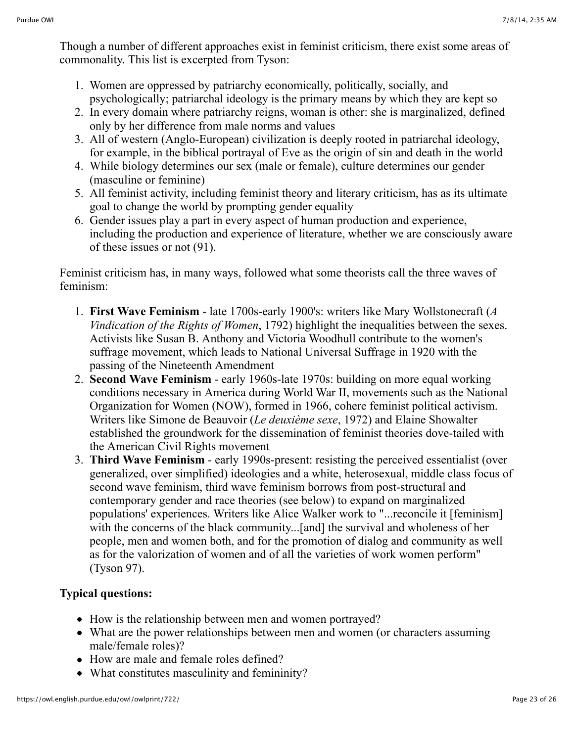Though a number of different approaches exist in feminist criticism, there exist some areas of commonality. This list is excerpted from Tyson:

1. Women are oppressed by patriarchy economically, politically, socially, and psychologically; patriarchal ideology is the primary means by which they are kept so
2. In every domain where patriarchy reigns, woman is other: she is marginalized, defined only by her difference from male norms and values
3. All of western (Anglo-European) civilization is deeply rooted in patriarchal ideology, for example, in the biblical portrayal of Eve as the origin of sin and death in the world
4. While biology determines our sex (male or female), culture determines our gender (masculine or feminine)
5. All feminist activity, including feminist theory and literary criticism, has as its ultimate goal to change the world by prompting gender equality
6. Gender issues play a part in every aspect of human production and experience, including the production and experience of literature, whether we are consciously aware of these issues or not (91).

Feminist criticism has, in many ways, followed what some theorists call the three waves of feminism:

1. **First Wave Feminism** - late 1700s-early 1900's: writers like Mary Wollstonecraft (*A Vindication of the Rights of Women*, 1792) highlight the inequalities between the sexes. Activists like Susan B. Anthony and Victoria Woodhull contribute to the women's suffrage movement, which leads to National Universal Suffrage in 1920 with the passing of the Nineteenth Amendment
2. **Second Wave Feminism** - early 1960s-late 1970s: building on more equal working conditions necessary in America during World War II, movements such as the National Organization for Women (NOW), formed in 1966, cohere feminist political activism. Writers like Simone de Beauvoir (*Le deuxième sexe*, 1972) and Elaine Showalter established the groundwork for the dissemination of feminist theories dove-tailed with the American Civil Rights movement
3. **Third Wave Feminism** - early 1990s-present: resisting the perceived essentialist (over generalized, over simplified) ideologies and a white, heterosexual, middle class focus of second wave feminism, third wave feminism borrows from post-structural and contemporary gender and race theories (see below) to expand on marginalized populations' experiences. Writers like Alice Walker work to "...reconcile it [feminism] with the concerns of the black community...[and] the survival and wholeness of her people, men and women both, and for the promotion of dialog and community as well as for the valorization of women and of all the varieties of work women perform" (Tyson 97).

**Typical questions:**

- How is the relationship between men and women portrayed?
- What are the power relationships between men and women (or characters assuming male/female roles)?
- How are male and female roles defined?
- What constitutes masculinity and femininity?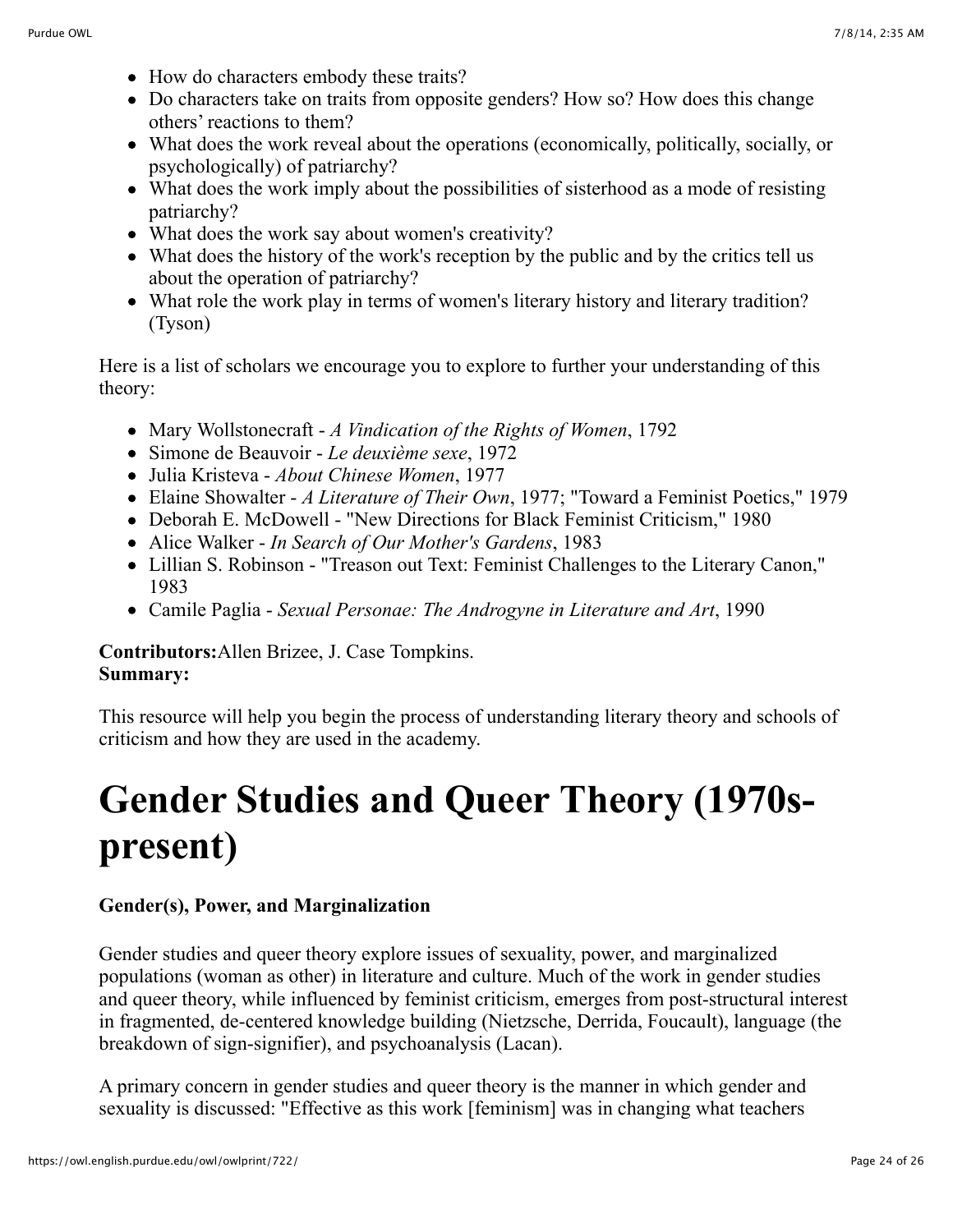- How do characters embody these traits?
- Do characters take on traits from opposite genders? How so? How does this change others' reactions to them?
- What does the work reveal about the operations (economically, politically, socially, or psychologically) of patriarchy?
- What does the work imply about the possibilities of sisterhood as a mode of resisting patriarchy?
- What does the work say about women's creativity?
- What does the history of the work's reception by the public and by the critics tell us about the operation of patriarchy?
- What role the work play in terms of women's literary history and literary tradition? (Tyson)

Here is a list of scholars we encourage you to explore to further your understanding of this theory:

- Mary Wollstonecraft - *A Vindication of the Rights of Women*, 1792
- Simone de Beauvoir - *Le deuxième sexe*, 1972
- Julia Kristeva - *About Chinese Women*, 1977
- Elaine Showalter - *A Literature of Their Own*, 1977; "Toward a Feminist Poetics," 1979
- Deborah E. McDowell - "New Directions for Black Feminist Criticism," 1980
- Alice Walker - *In Search of Our Mother's Gardens*, 1983
- Lillian S. Robinson - "Treason out Text: Feminist Challenges to the Literary Canon," 1983
- Camile Paglia - *Sexual Personae: The Androgyne in Literature and Art*, 1990

**Contributors:**Allen Brizee, J. Case Tompkins.
**Summary:**

This resource will help you begin the process of understanding literary theory and schools of criticism and how they are used in the academy.

# Gender Studies and Queer Theory (1970s-present)

**Gender(s), Power, and Marginalization**

Gender studies and queer theory explore issues of sexuality, power, and marginalized populations (woman as other) in literature and culture. Much of the work in gender studies and queer theory, while influenced by feminist criticism, emerges from post-structural interest in fragmented, de-centered knowledge building (Nietzsche, Derrida, Foucault), language (the breakdown of sign-signifier), and psychoanalysis (Lacan).

A primary concern in gender studies and queer theory is the manner in which gender and sexuality is discussed: "Effective as this work [feminism] was in changing what teachers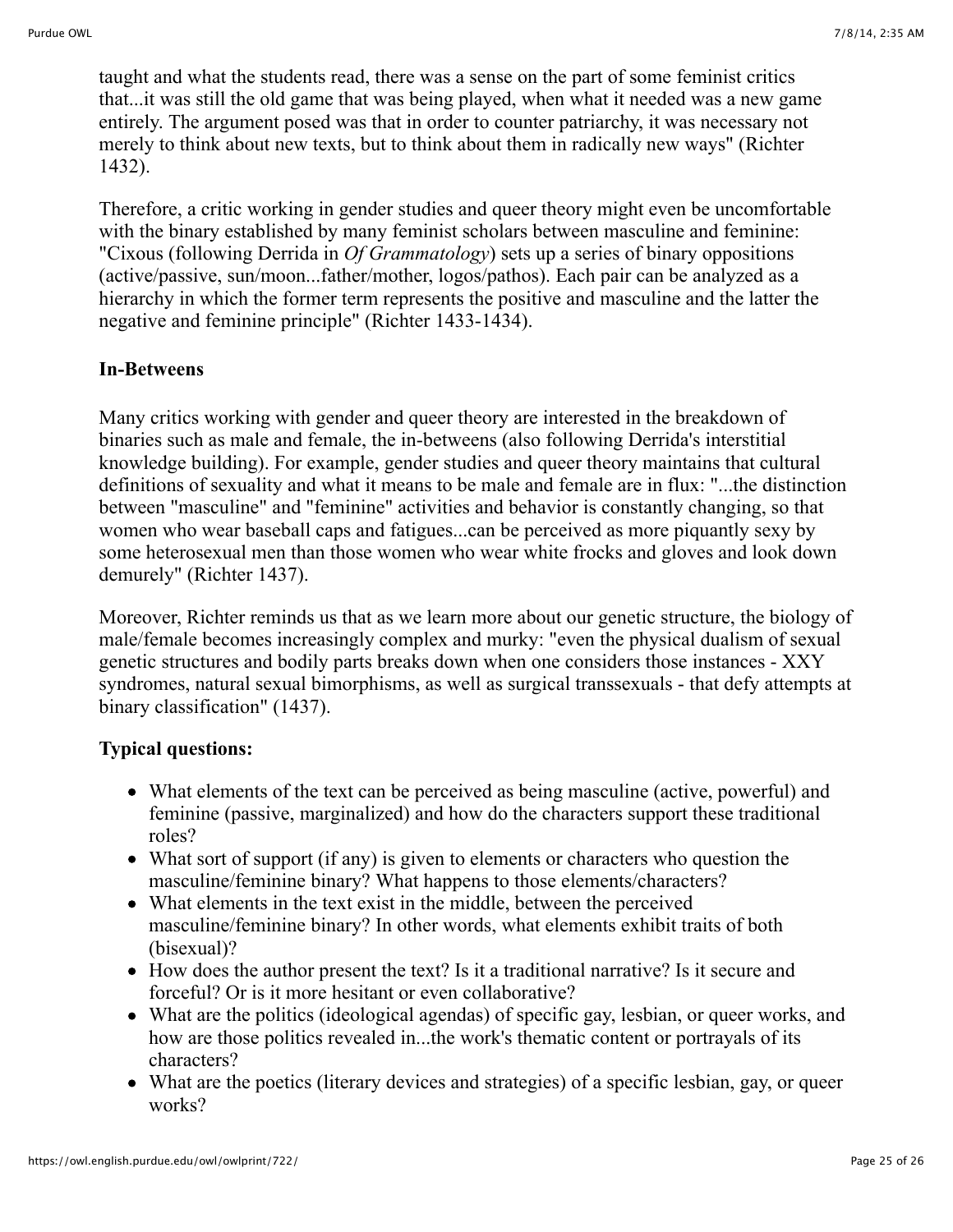taught and what the students read, there was a sense on the part of some feminist critics that...it was still the old game that was being played, when what it needed was a new game entirely. The argument posed was that in order to counter patriarchy, it was necessary not merely to think about new texts, but to think about them in radically new ways" (Richter 1432).

Therefore, a critic working in gender studies and queer theory might even be uncomfortable with the binary established by many feminist scholars between masculine and feminine: "Cixous (following Derrida in *Of Grammatology*) sets up a series of binary oppositions (active/passive, sun/moon...father/mother, logos/pathos). Each pair can be analyzed as a hierarchy in which the former term represents the positive and masculine and the latter the negative and feminine principle" (Richter 1433-1434).

**In-Betweens**

Many critics working with gender and queer theory are interested in the breakdown of binaries such as male and female, the in-betweens (also following Derrida's interstitial knowledge building). For example, gender studies and queer theory maintains that cultural definitions of sexuality and what it means to be male and female are in flux: "...the distinction between "masculine" and "feminine" activities and behavior is constantly changing, so that women who wear baseball caps and fatigues...can be perceived as more piquantly sexy by some heterosexual men than those women who wear white frocks and gloves and look down demurely" (Richter 1437).

Moreover, Richter reminds us that as we learn more about our genetic structure, the biology of male/female becomes increasingly complex and murky: "even the physical dualism of sexual genetic structures and bodily parts breaks down when one considers those instances - XXY syndromes, natural sexual bimorphisms, as well as surgical transsexuals - that defy attempts at binary classification" (1437).

**Typical questions:**

- What elements of the text can be perceived as being masculine (active, powerful) and feminine (passive, marginalized) and how do the characters support these traditional roles?
- What sort of support (if any) is given to elements or characters who question the masculine/feminine binary? What happens to those elements/characters?
- What elements in the text exist in the middle, between the perceived masculine/feminine binary? In other words, what elements exhibit traits of both (bisexual)?
- How does the author present the text? Is it a traditional narrative? Is it secure and forceful? Or is it more hesitant or even collaborative?
- What are the politics (ideological agendas) of specific gay, lesbian, or queer works, and how are those politics revealed in...the work's thematic content or portrayals of its characters?
- What are the poetics (literary devices and strategies) of a specific lesbian, gay, or queer works?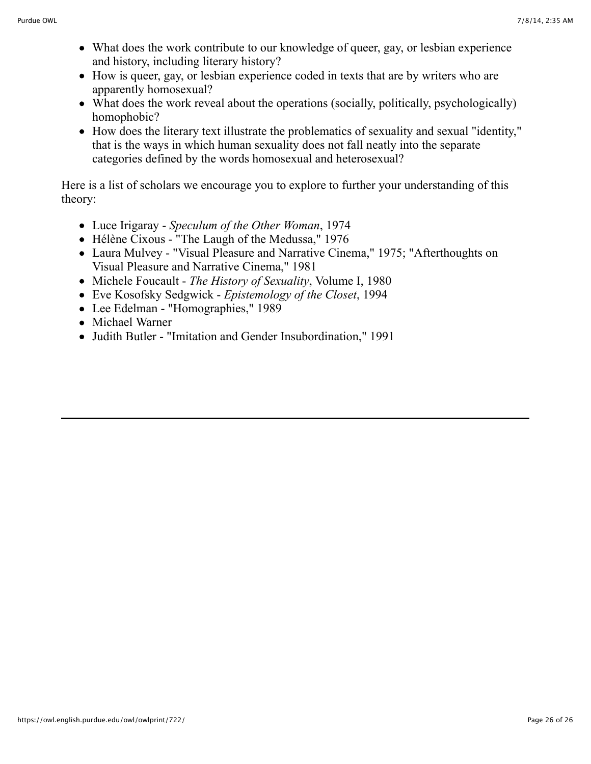- What does the work contribute to our knowledge of queer, gay, or lesbian experience and history, including literary history?
- How is queer, gay, or lesbian experience coded in texts that are by writers who are apparently homosexual?
- What does the work reveal about the operations (socially, politically, psychologically) homophobic?
- How does the literary text illustrate the problematics of sexuality and sexual "identity," that is the ways in which human sexuality does not fall neatly into the separate categories defined by the words homosexual and heterosexual?

Here is a list of scholars we encourage you to explore to further your understanding of this theory:

- Luce Irigaray - *Speculum of the Other Woman*, 1974
- Hélène Cixous - "The Laugh of the Medussa," 1976
- Laura Mulvey - "Visual Pleasure and Narrative Cinema," 1975; "Afterthoughts on Visual Pleasure and Narrative Cinema," 1981
- Michele Foucault - *The History of Sexuality*, Volume I, 1980
- Eve Kosofsky Sedgwick - *Epistemology of the Closet*, 1994
- Lee Edelman - "Homographies," 1989
- Michael Warner
- Judith Butler - "Imitation and Gender Insubordination," 1991